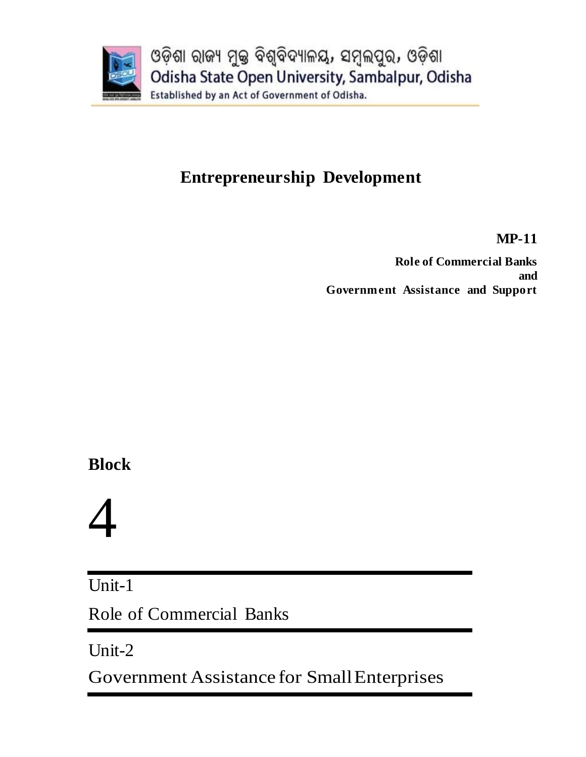ଓଡ଼ିଶା ରାଜ୍ୟ ମୁକ୍ତ ବିଶ୍ୱବିଦ୍ୟାଳୟ, ସମ୍ବଲପୁର, ଓଡ଼ିଶା

Odisha State Open University, Sambalpur, Odisha

Established by an Act of Government of Odisha.

# Entrepreneurship Development

**MP-11**

**Role of Commercial Banks and Government Assistance and Support**

**Block**

# 4

Unit-1

Role of Commercial Banks

Unit-2

Government Assistance for Small Enterprises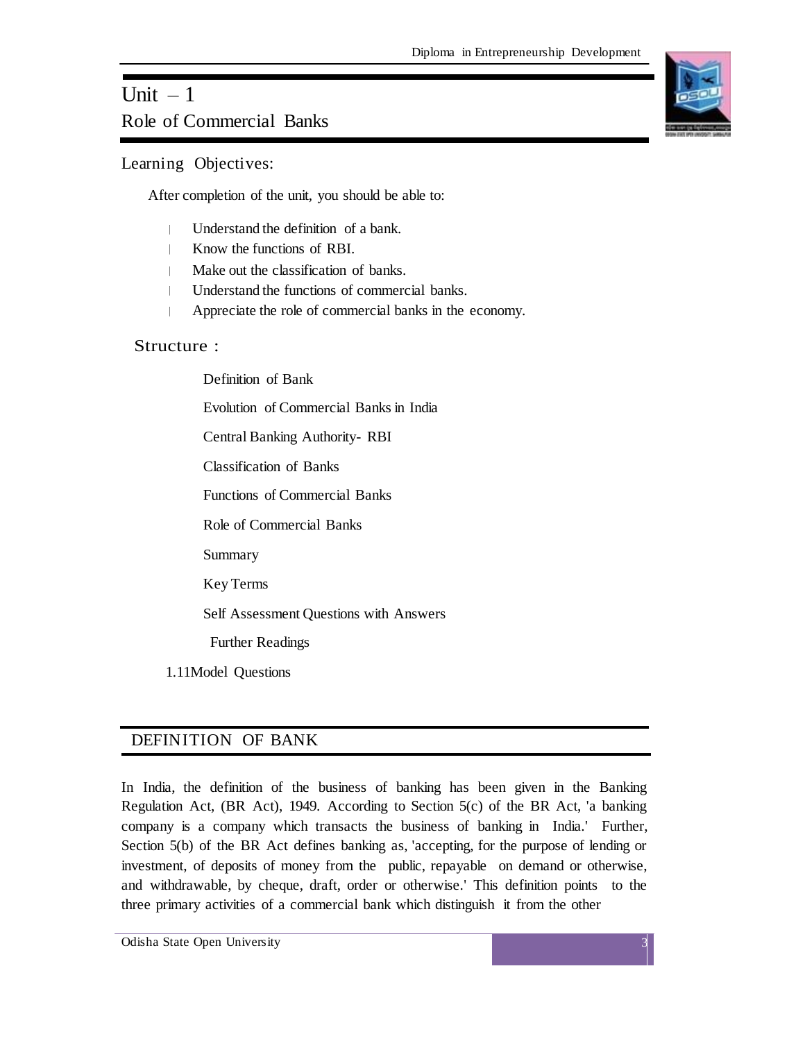# Unit – 1

## Role of Commercial Banks

### Learning Objectives:

After completion of the unit, you should be able to:

- Understand the definition of a bank.
- Know the functions of RBI.
- Make out the classification of banks.
- Understand the functions of commercial banks.
- Appreciate the role of commercial banks in the economy.

### Structure :

Definition of Bank

Evolution of Commercial Banks in India

Central Banking Authority- RBI

Classification of Banks

Functions of Commercial Banks

Role of Commercial Banks

Summary

Key Terms

Self Assessment Questions with Answers

Further Readings

1.11Model Questions

## DEFINITION OF BANK

In India, the definition of the business of banking has been given in the Banking Regulation Act, (BR Act), 1949. According to Section 5(c) of the BR Act, 'a banking company is a company which transacts the business of banking in India.' Further, Section 5(b) of the BR Act defines banking as, 'accepting, for the purpose of lending or investment, of deposits of money from the public, repayable on demand or otherwise, and withdrawable, by cheque, draft, order or otherwise.' This definition points to the three primary activities of a commercial bank which distinguish it from the other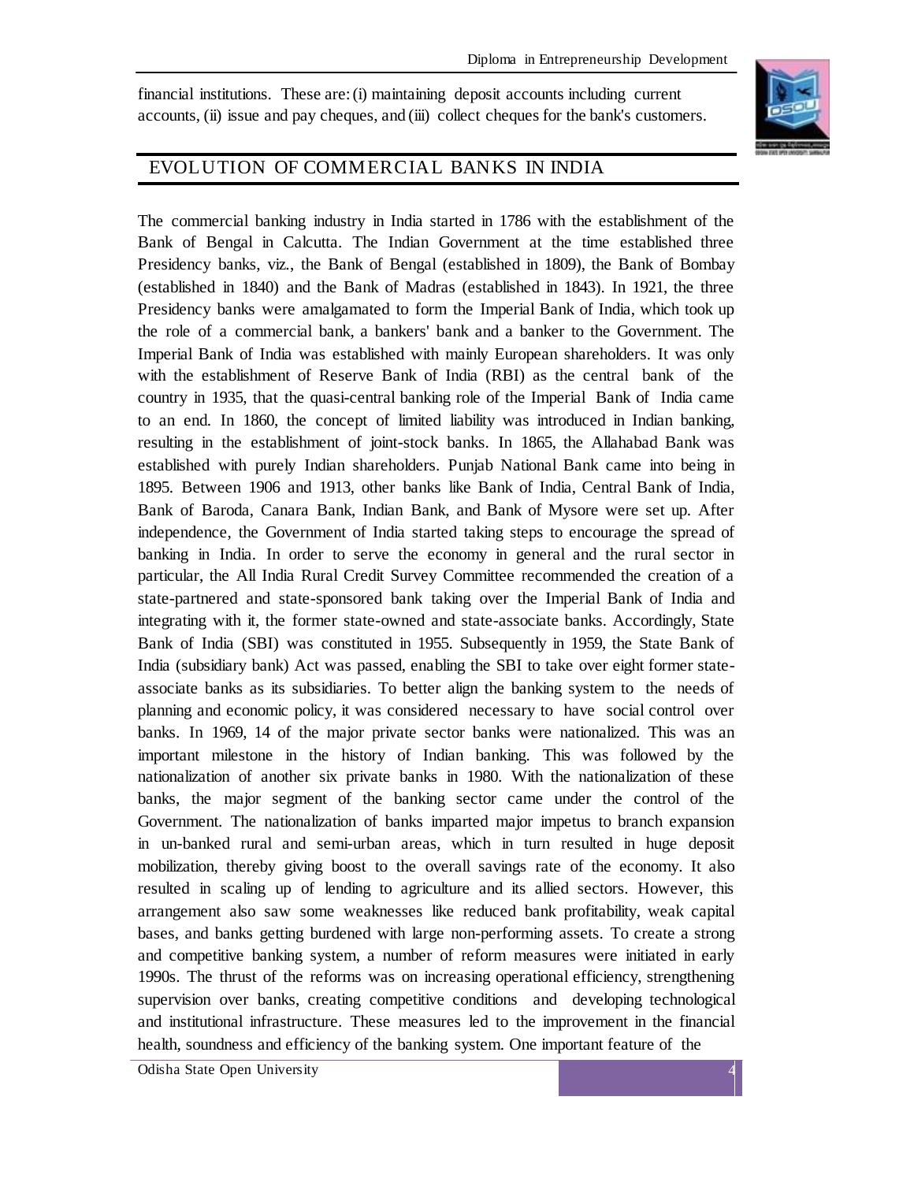financial institutions. These are: (i) maintaining deposit accounts including current accounts, (ii) issue and pay cheques, and (iii) collect cheques for the bank's customers.

## EVOLUTION OF COMMERCIAL BANKS IN INDIA

The commercial banking industry in India started in 1786 with the establishment of the Bank of Bengal in Calcutta. The Indian Government at the time established three Presidency banks, viz., the Bank of Bengal (established in 1809), the Bank of Bombay (established in 1840) and the Bank of Madras (established in 1843). In 1921, the three Presidency banks were amalgamated to form the Imperial Bank of India, which took up the role of a commercial bank, a bankers' bank and a banker to the Government. The Imperial Bank of India was established with mainly European shareholders. It was only with the establishment of Reserve Bank of India (RBI) as the central bank of the country in 1935, that the quasi-central banking role of the Imperial Bank of India came to an end. In 1860, the concept of limited liability was introduced in Indian banking, resulting in the establishment of joint-stock banks. In 1865, the Allahabad Bank was established with purely Indian shareholders. Punjab National Bank came into being in 1895. Between 1906 and 1913, other banks like Bank of India, Central Bank of India, Bank of Baroda, Canara Bank, Indian Bank, and Bank of Mysore were set up. After independence, the Government of India started taking steps to encourage the spread of banking in India. In order to serve the economy in general and the rural sector in particular, the All India Rural Credit Survey Committee recommended the creation of a state-partnered and state-sponsored bank taking over the Imperial Bank of India and integrating with it, the former state-owned and state-associate banks. Accordingly, State Bank of India (SBI) was constituted in 1955. Subsequently in 1959, the State Bank of India (subsidiary bank) Act was passed, enabling the SBI to take over eight former state-associate banks as its subsidiaries. To better align the banking system to the needs of planning and economic policy, it was considered necessary to have social control over banks. In 1969, 14 of the major private sector banks were nationalized. This was an important milestone in the history of Indian banking. This was followed by the nationalization of another six private banks in 1980. With the nationalization of these banks, the major segment of the banking sector came under the control of the Government. The nationalization of banks imparted major impetus to branch expansion in un-banked rural and semi-urban areas, which in turn resulted in huge deposit mobilization, thereby giving boost to the overall savings rate of the economy. It also resulted in scaling up of lending to agriculture and its allied sectors. However, this arrangement also saw some weaknesses like reduced bank profitability, weak capital bases, and banks getting burdened with large non-performing assets. To create a strong and competitive banking system, a number of reform measures were initiated in early 1990s. The thrust of the reforms was on increasing operational efficiency, strengthening supervision over banks, creating competitive conditions and developing technological and institutional infrastructure. These measures led to the improvement in the financial health, soundness and efficiency of the banking system. One important feature of the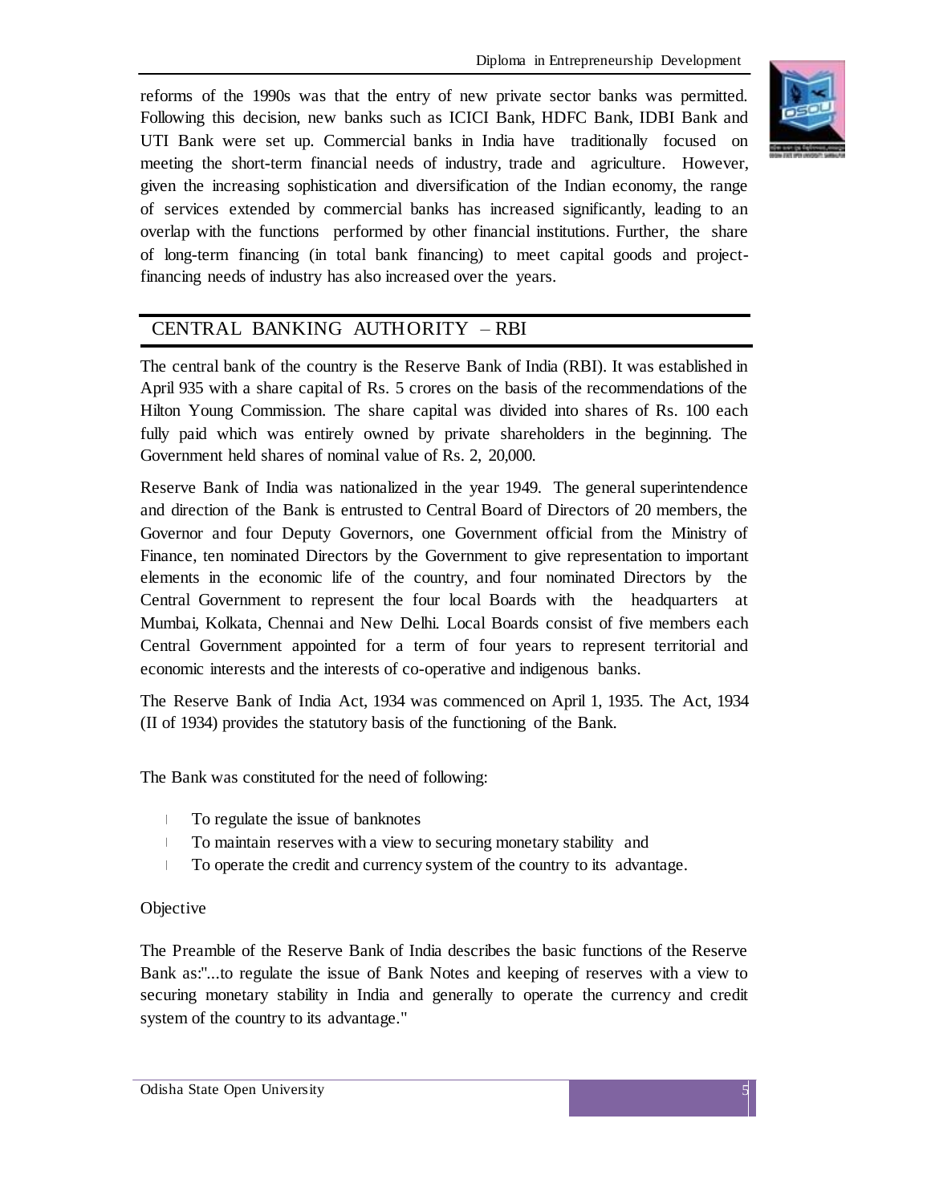reforms of the 1990s was that the entry of new private sector banks was permitted. Following this decision, new banks such as ICICI Bank, HDFC Bank, IDBI Bank and UTI Bank were set up. Commercial banks in India have traditionally focused on meeting the short-term financial needs of industry, trade and agriculture. However, given the increasing sophistication and diversification of the Indian economy, the range of services extended by commercial banks has increased significantly, leading to an overlap with the functions performed by other financial institutions. Further, the share of long-term financing (in total bank financing) to meet capital goods and project-financing needs of industry has also increased over the years.

## CENTRAL BANKING AUTHORITY – RBI

The central bank of the country is the Reserve Bank of India (RBI). It was established in April 935 with a share capital of Rs. 5 crores on the basis of the recommendations of the Hilton Young Commission. The share capital was divided into shares of Rs. 100 each fully paid which was entirely owned by private shareholders in the beginning. The Government held shares of nominal value of Rs. 2, 20,000.

Reserve Bank of India was nationalized in the year 1949. The general superintendence and direction of the Bank is entrusted to Central Board of Directors of 20 members, the Governor and four Deputy Governors, one Government official from the Ministry of Finance, ten nominated Directors by the Government to give representation to important elements in the economic life of the country, and four nominated Directors by the Central Government to represent the four local Boards with the headquarters at Mumbai, Kolkata, Chennai and New Delhi. Local Boards consist of five members each Central Government appointed for a term of four years to represent territorial and economic interests and the interests of co-operative and indigenous banks.

The Reserve Bank of India Act, 1934 was commenced on April 1, 1935. The Act, 1934 (II of 1934) provides the statutory basis of the functioning of the Bank.

The Bank was constituted for the need of following:

- To regulate the issue of banknotes
- To maintain reserves with a view to securing monetary stability and
- To operate the credit and currency system of the country to its advantage.

Objective

The Preamble of the Reserve Bank of India describes the basic functions of the Reserve Bank as:"...to regulate the issue of Bank Notes and keeping of reserves with a view to securing monetary stability in India and generally to operate the currency and credit system of the country to its advantage."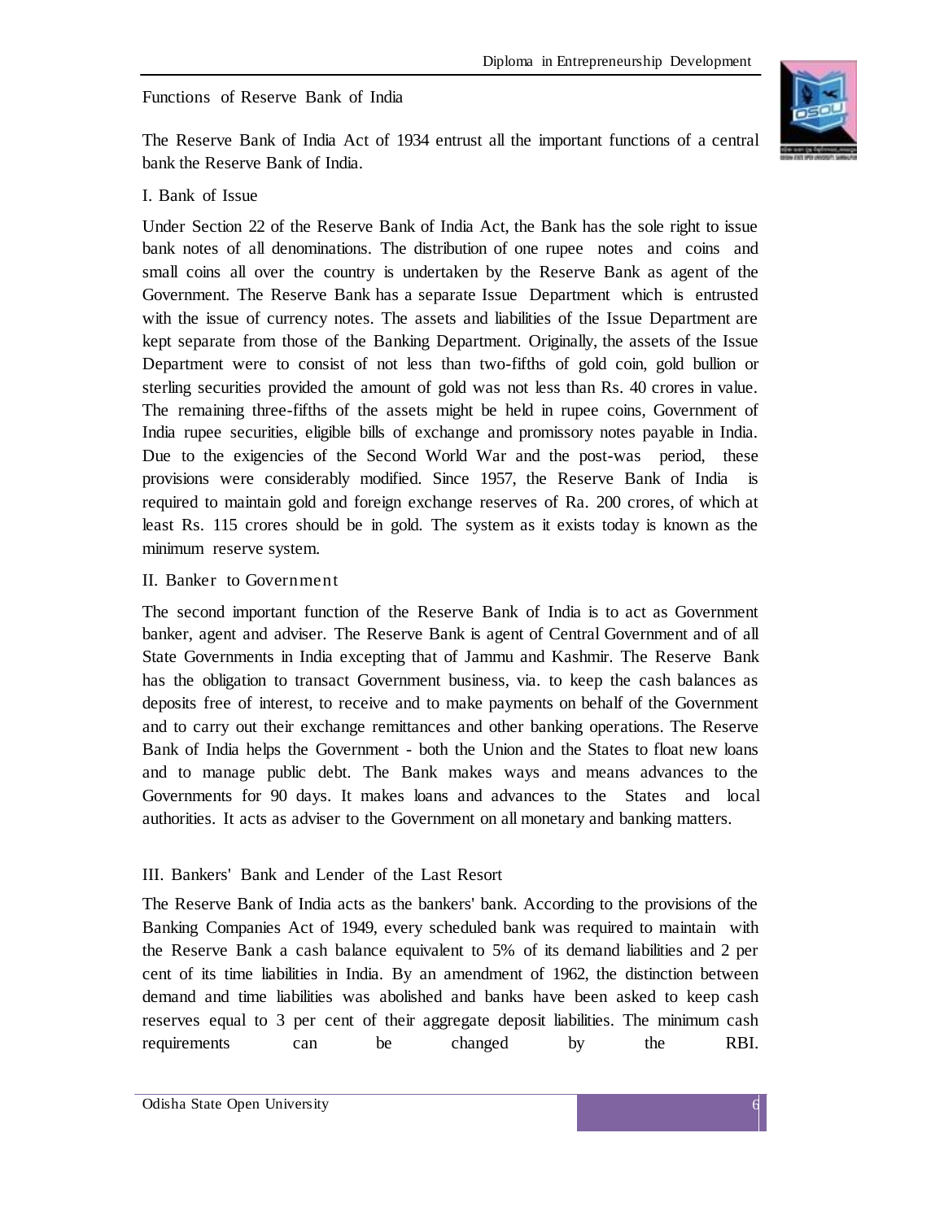## Functions of Reserve Bank of India

The Reserve Bank of India Act of 1934 entrust all the important functions of a central bank the Reserve Bank of India.

### I. Bank of Issue

Under Section 22 of the Reserve Bank of India Act, the Bank has the sole right to issue bank notes of all denominations. The distribution of one rupee notes and coins and small coins all over the country is undertaken by the Reserve Bank as agent of the Government. The Reserve Bank has a separate Issue Department which is entrusted with the issue of currency notes. The assets and liabilities of the Issue Department are kept separate from those of the Banking Department. Originally, the assets of the Issue Department were to consist of not less than two-fifths of gold coin, gold bullion or sterling securities provided the amount of gold was not less than Rs. 40 crores in value. The remaining three-fifths of the assets might be held in rupee coins, Government of India rupee securities, eligible bills of exchange and promissory notes payable in India. Due to the exigencies of the Second World War and the post-was period, these provisions were considerably modified. Since 1957, the Reserve Bank of India is required to maintain gold and foreign exchange reserves of Ra. 200 crores, of which at least Rs. 115 crores should be in gold. The system as it exists today is known as the minimum reserve system.

### II. Banker to Government

The second important function of the Reserve Bank of India is to act as Government banker, agent and adviser. The Reserve Bank is agent of Central Government and of all State Governments in India excepting that of Jammu and Kashmir. The Reserve Bank has the obligation to transact Government business, via. to keep the cash balances as deposits free of interest, to receive and to make payments on behalf of the Government and to carry out their exchange remittances and other banking operations. The Reserve Bank of India helps the Government - both the Union and the States to float new loans and to manage public debt. The Bank makes ways and means advances to the Governments for 90 days. It makes loans and advances to the States and local authorities. It acts as adviser to the Government on all monetary and banking matters.

### III. Bankers' Bank and Lender of the Last Resort

The Reserve Bank of India acts as the bankers' bank. According to the provisions of the Banking Companies Act of 1949, every scheduled bank was required to maintain with the Reserve Bank a cash balance equivalent to 5% of its demand liabilities and 2 per cent of its time liabilities in India. By an amendment of 1962, the distinction between demand and time liabilities was abolished and banks have been asked to keep cash reserves equal to 3 per cent of their aggregate deposit liabilities. The minimum cash requirements can be changed by the RBI.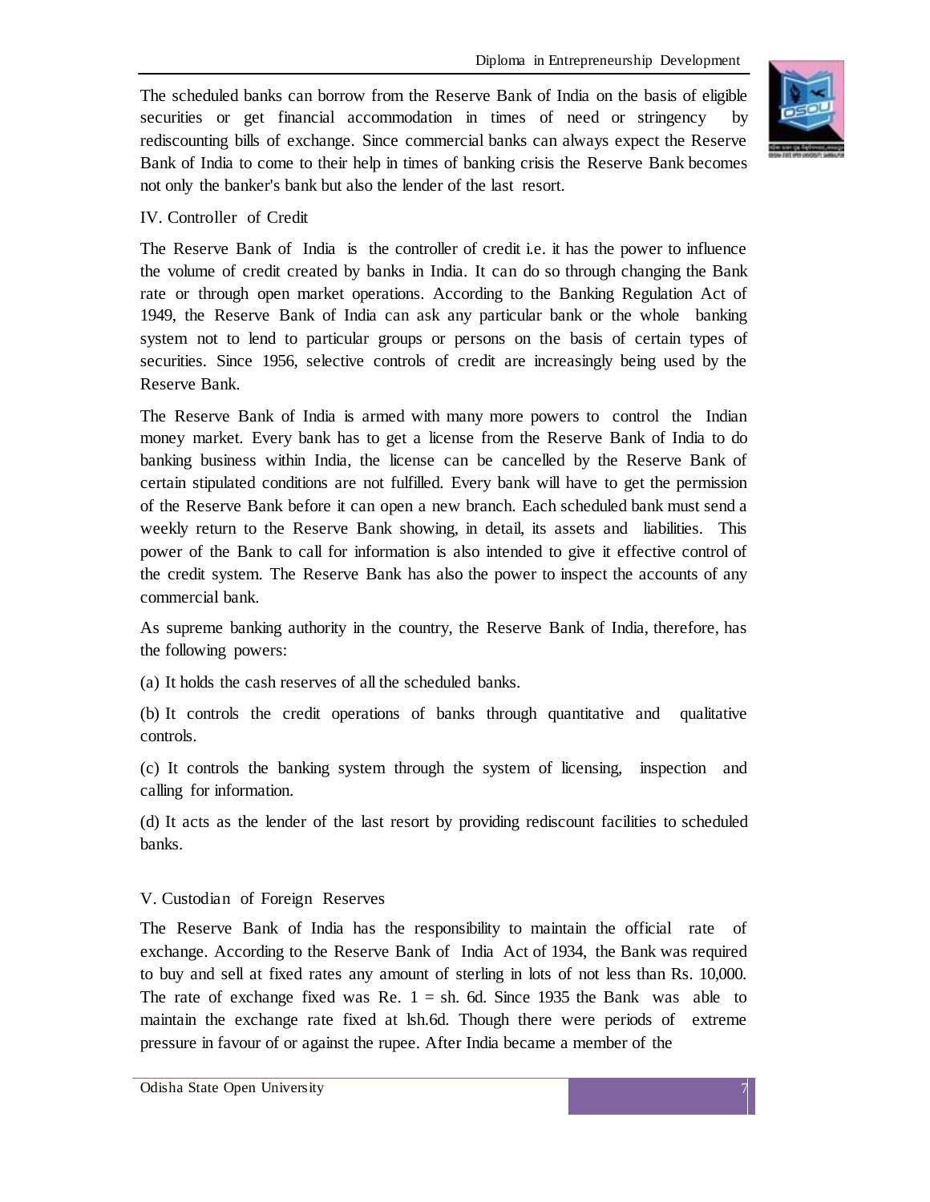The scheduled banks can borrow from the Reserve Bank of India on the basis of eligible securities or get financial accommodation in times of need or stringency by rediscounting bills of exchange. Since commercial banks can always expect the Reserve Bank of India to come to their help in times of banking crisis the Reserve Bank becomes not only the banker's bank but also the lender of the last resort.

### IV. Controller of Credit

The Reserve Bank of India is the controller of credit i.e. it has the power to influence the volume of credit created by banks in India. It can do so through changing the Bank rate or through open market operations. According to the Banking Regulation Act of 1949, the Reserve Bank of India can ask any particular bank or the whole banking system not to lend to particular groups or persons on the basis of certain types of securities. Since 1956, selective controls of credit are increasingly being used by the Reserve Bank.

The Reserve Bank of India is armed with many more powers to control the Indian money market. Every bank has to get a license from the Reserve Bank of India to do banking business within India, the license can be cancelled by the Reserve Bank of certain stipulated conditions are not fulfilled. Every bank will have to get the permission of the Reserve Bank before it can open a new branch. Each scheduled bank must send a weekly return to the Reserve Bank showing, in detail, its assets and liabilities. This power of the Bank to call for information is also intended to give it effective control of the credit system. The Reserve Bank has also the power to inspect the accounts of any commercial bank.

As supreme banking authority in the country, the Reserve Bank of India, therefore, has the following powers:

(a) It holds the cash reserves of all the scheduled banks.

(b) It controls the credit operations of banks through quantitative and qualitative controls.

(c) It controls the banking system through the system of licensing, inspection and calling for information.

(d) It acts as the lender of the last resort by providing rediscount facilities to scheduled banks.

### V. Custodian of Foreign Reserves

The Reserve Bank of India has the responsibility to maintain the official rate of exchange. According to the Reserve Bank of India Act of 1934, the Bank was required to buy and sell at fixed rates any amount of sterling in lots of not less than Rs. 10,000. The rate of exchange fixed was Re. 1 = sh. 6d. Since 1935 the Bank was able to maintain the exchange rate fixed at lsh.6d. Though there were periods of extreme pressure in favour of or against the rupee. After India became a member of the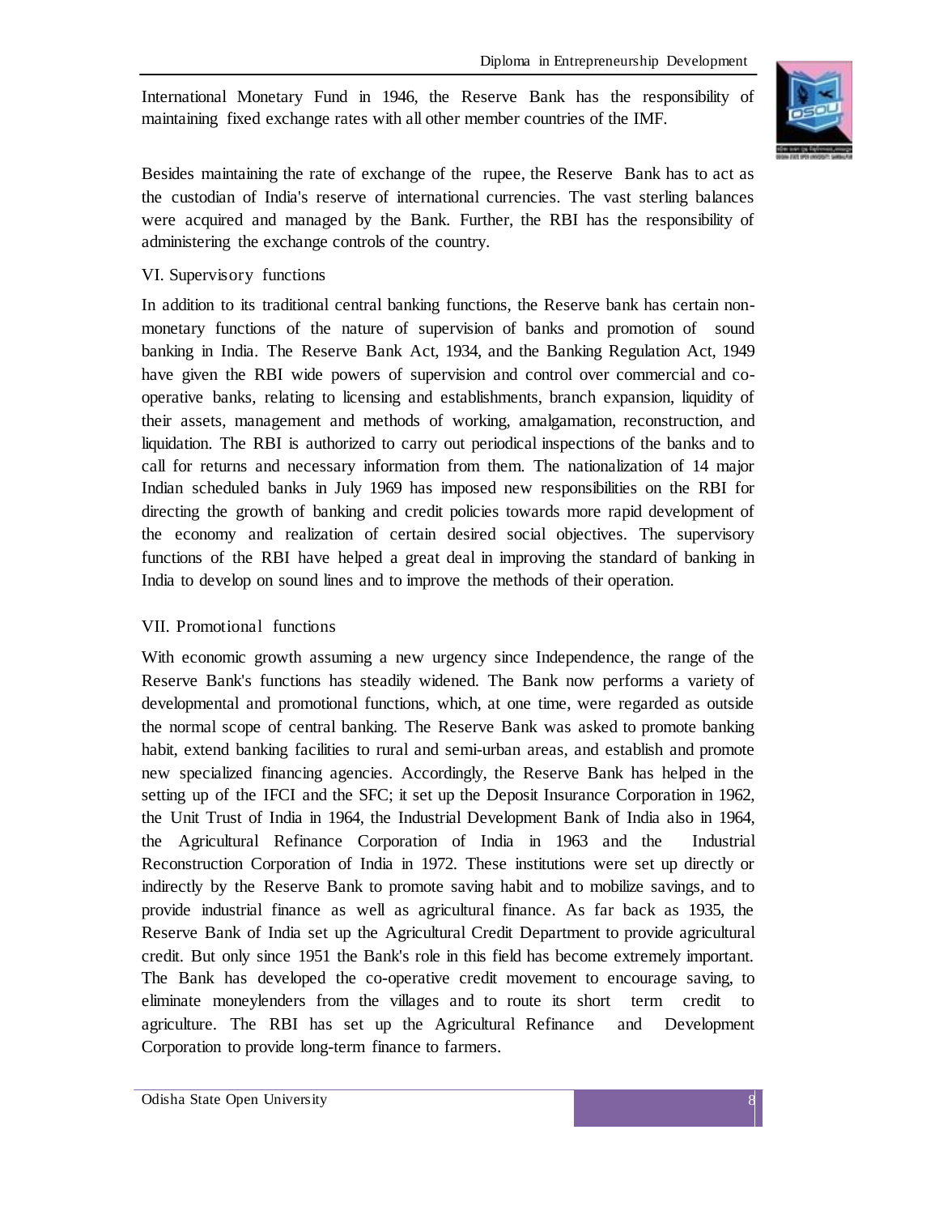International Monetary Fund in 1946, the Reserve Bank has the responsibility of maintaining fixed exchange rates with all other member countries of the IMF.

Besides maintaining the rate of exchange of the rupee, the Reserve Bank has to act as the custodian of India's reserve of international currencies. The vast sterling balances were acquired and managed by the Bank. Further, the RBI has the responsibility of administering the exchange controls of the country.

### VI. Supervisory functions

In addition to its traditional central banking functions, the Reserve bank has certain non-monetary functions of the nature of supervision of banks and promotion of sound banking in India. The Reserve Bank Act, 1934, and the Banking Regulation Act, 1949 have given the RBI wide powers of supervision and control over commercial and co-operative banks, relating to licensing and establishments, branch expansion, liquidity of their assets, management and methods of working, amalgamation, reconstruction, and liquidation. The RBI is authorized to carry out periodical inspections of the banks and to call for returns and necessary information from them. The nationalization of 14 major Indian scheduled banks in July 1969 has imposed new responsibilities on the RBI for directing the growth of banking and credit policies towards more rapid development of the economy and realization of certain desired social objectives. The supervisory functions of the RBI have helped a great deal in improving the standard of banking in India to develop on sound lines and to improve the methods of their operation.

### VII. Promotional functions

With economic growth assuming a new urgency since Independence, the range of the Reserve Bank's functions has steadily widened. The Bank now performs a variety of developmental and promotional functions, which, at one time, were regarded as outside the normal scope of central banking. The Reserve Bank was asked to promote banking habit, extend banking facilities to rural and semi-urban areas, and establish and promote new specialized financing agencies. Accordingly, the Reserve Bank has helped in the setting up of the IFCI and the SFC; it set up the Deposit Insurance Corporation in 1962, the Unit Trust of India in 1964, the Industrial Development Bank of India also in 1964, the Agricultural Refinance Corporation of India in 1963 and the Industrial Reconstruction Corporation of India in 1972. These institutions were set up directly or indirectly by the Reserve Bank to promote saving habit and to mobilize savings, and to provide industrial finance as well as agricultural finance. As far back as 1935, the Reserve Bank of India set up the Agricultural Credit Department to provide agricultural credit. But only since 1951 the Bank's role in this field has become extremely important. The Bank has developed the co-operative credit movement to encourage saving, to eliminate moneylenders from the villages and to route its short term credit to agriculture. The RBI has set up the Agricultural Refinance and Development Corporation to provide long-term finance to farmers.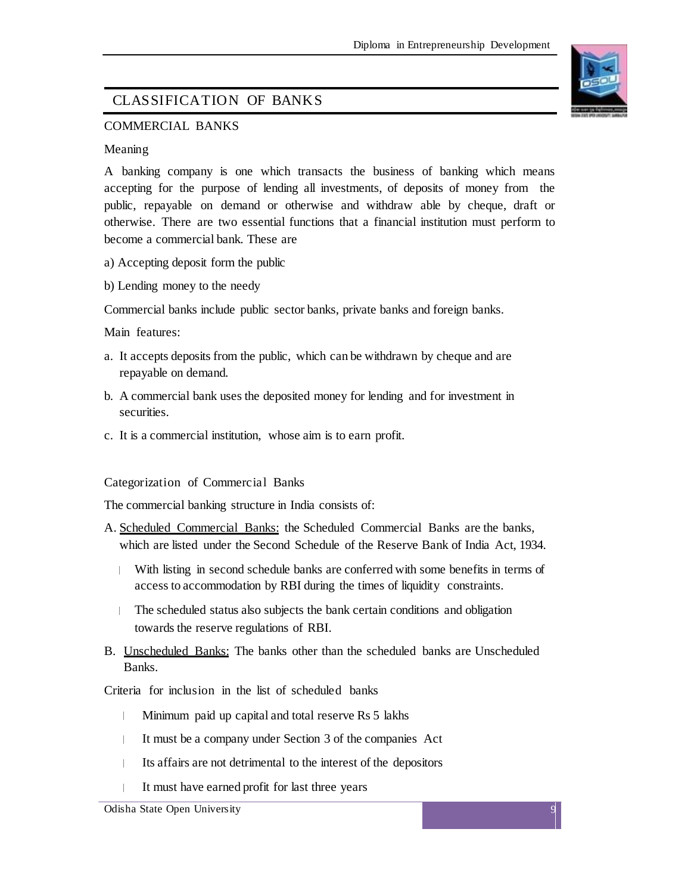## CLASSIFICATION OF BANKS

### COMMERCIAL BANKS

Meaning

A banking company is one which transacts the business of banking which means accepting for the purpose of lending all investments, of deposits of money from the public, repayable on demand or otherwise and withdraw able by cheque, draft or otherwise. There are two essential functions that a financial institution must perform to become a commercial bank. These are

a) Accepting deposit form the public

b) Lending money to the needy

Commercial banks include public sector banks, private banks and foreign banks.

Main features:

a. It accepts deposits from the public, which can be withdrawn by cheque and are repayable on demand.

b. A commercial bank uses the deposited money for lending and for investment in securities.

c. It is a commercial institution, whose aim is to earn profit.

Categorization of Commercial Banks

The commercial banking structure in India consists of:

A. Scheduled Commercial Banks: the Scheduled Commercial Banks are the banks, which are listed under the Second Schedule of the Reserve Bank of India Act, 1934.

- With listing in second schedule banks are conferred with some benefits in terms of access to accommodation by RBI during the times of liquidity constraints.
- The scheduled status also subjects the bank certain conditions and obligation towards the reserve regulations of RBI.

B. Unscheduled Banks: The banks other than the scheduled banks are Unscheduled Banks.

Criteria for inclusion in the list of scheduled banks

- Minimum paid up capital and total reserve Rs 5 lakhs
- It must be a company under Section 3 of the companies Act
- Its affairs are not detrimental to the interest of the depositors
- It must have earned profit for last three years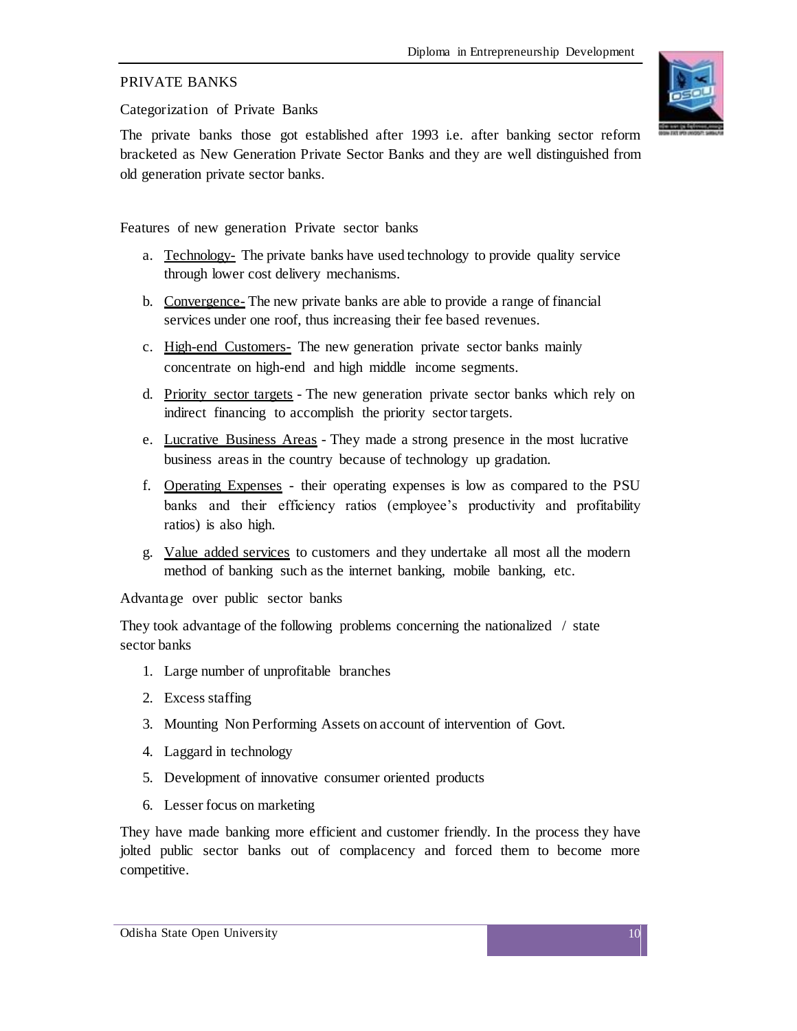## PRIVATE BANKS

### Categorization of Private Banks

The private banks those got established after 1993 i.e. after banking sector reform bracketed as New Generation Private Sector Banks and they are well distinguished from old generation private sector banks.

### Features of new generation Private sector banks

a. Technology- The private banks have used technology to provide quality service through lower cost delivery mechanisms.

b. Convergence- The new private banks are able to provide a range of financial services under one roof, thus increasing their fee based revenues.

c. High-end Customers- The new generation private sector banks mainly concentrate on high-end and high middle income segments.

d. Priority sector targets - The new generation private sector banks which rely on indirect financing to accomplish the priority sector targets.

e. Lucrative Business Areas - They made a strong presence in the most lucrative business areas in the country because of technology up gradation.

f. Operating Expenses - their operating expenses is low as compared to the PSU banks and their efficiency ratios (employee's productivity and profitability ratios) is also high.

g. Value added services to customers and they undertake all most all the modern method of banking such as the internet banking, mobile banking, etc.

### Advantage over public sector banks

They took advantage of the following problems concerning the nationalized / state sector banks

1. Large number of unprofitable branches
2. Excess staffing
3. Mounting Non Performing Assets on account of intervention of Govt.
4. Laggard in technology
5. Development of innovative consumer oriented products
6. Lesser focus on marketing

They have made banking more efficient and customer friendly. In the process they have jolted public sector banks out of complacency and forced them to become more competitive.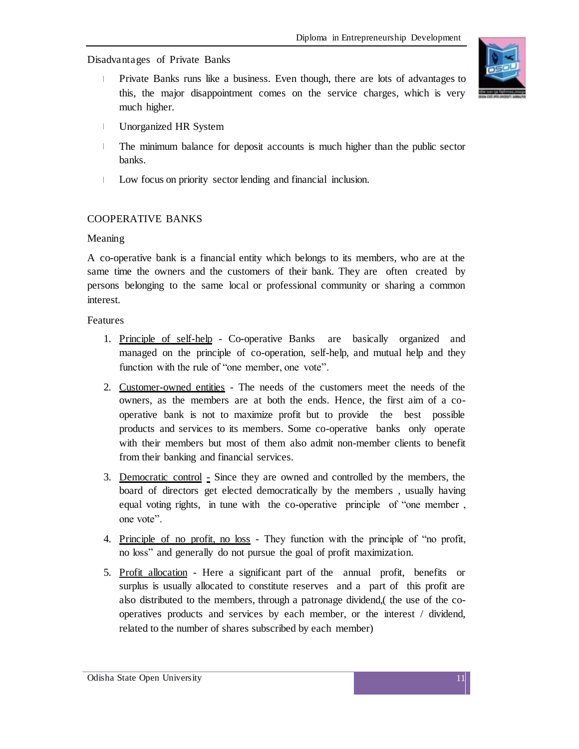Disadvantages of Private Banks

- Private Banks runs like a business. Even though, there are lots of advantages to this, the major disappointment comes on the service charges, which is very much higher.
- Unorganized HR System
- The minimum balance for deposit accounts is much higher than the public sector banks.
- Low focus on priority sector lending and financial inclusion.

## COOPERATIVE BANKS

Meaning

A co-operative bank is a financial entity which belongs to its members, who are at the same time the owners and the customers of their bank. They are often created by persons belonging to the same local or professional community or sharing a common interest.

Features

1. Principle of self-help - Co-operative Banks are basically organized and managed on the principle of co-operation, self-help, and mutual help and they function with the rule of "one member, one vote".
2. Customer-owned entities - The needs of the customers meet the needs of the owners, as the members are at both the ends. Hence, the first aim of a co-operative bank is not to maximize profit but to provide the best possible products and services to its members. Some co-operative banks only operate with their members but most of them also admit non-member clients to benefit from their banking and financial services.
3. Democratic control - Since they are owned and controlled by the members, the board of directors get elected democratically by the members , usually having equal voting rights, in tune with the co-operative principle of "one member , one vote".
4. Principle of no profit, no loss - They function with the principle of "no profit, no loss" and generally do not pursue the goal of profit maximization.
5. Profit allocation - Here a significant part of the annual profit, benefits or surplus is usually allocated to constitute reserves and a part of this profit are also distributed to the members, through a patronage dividend,( the use of the co-operatives products and services by each member, or the interest / dividend, related to the number of shares subscribed by each member)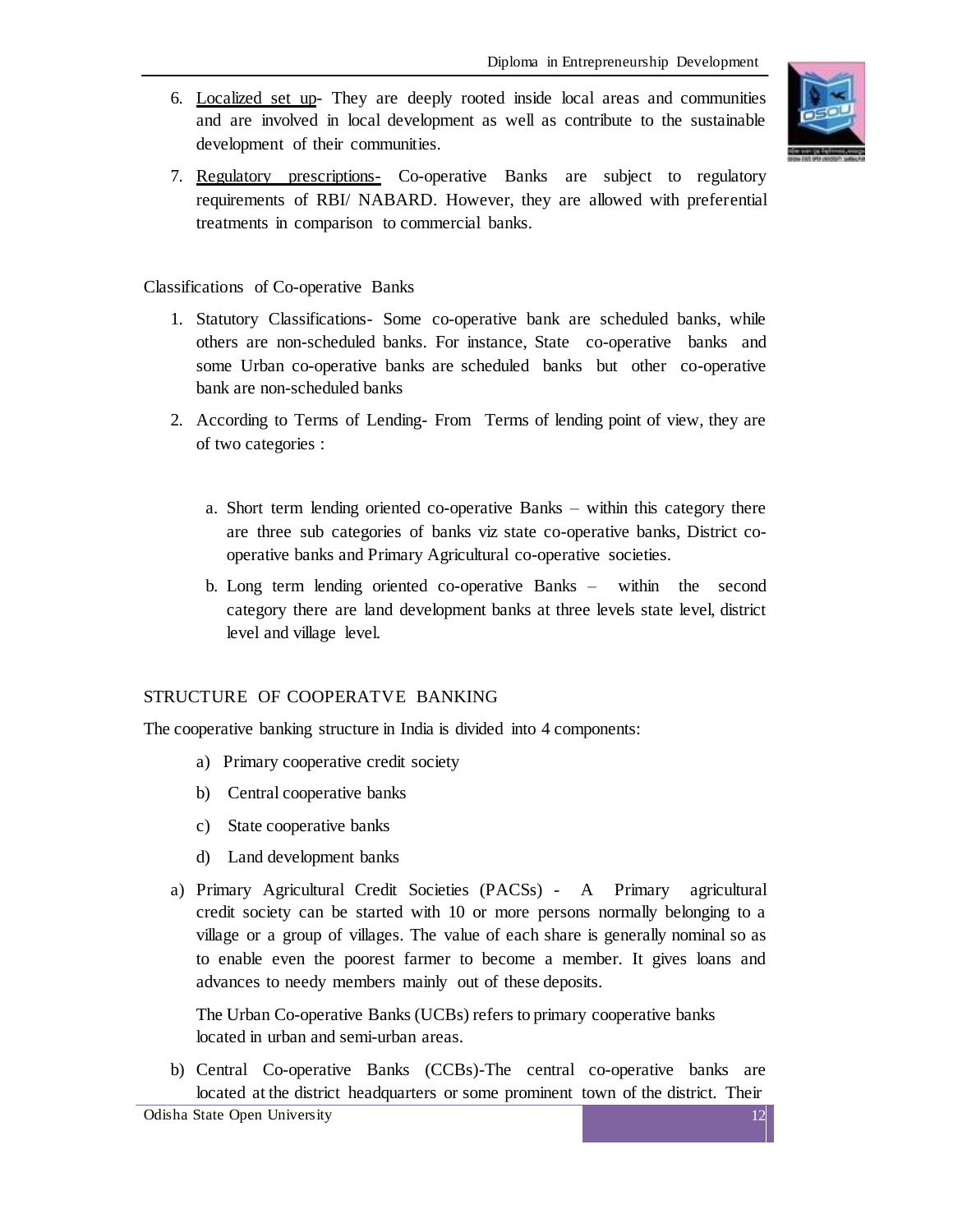6. <u>Localized set up</u>- They are deeply rooted inside local areas and communities and are involved in local development as well as contribute to the sustainable development of their communities.
7. <u>Regulatory prescriptions-</u> Co-operative Banks are subject to regulatory requirements of RBI/ NABARD. However, they are allowed with preferential treatments in comparison to commercial banks.

Classifications of Co-operative Banks

1. Statutory Classifications- Some co-operative bank are scheduled banks, while others are non-scheduled banks. For instance, State co-operative banks and some Urban co-operative banks are scheduled banks but other co-operative bank are non-scheduled banks
2. According to Terms of Lending- From Terms of lending point of view, they are of two categories :

   a. Short term lending oriented co-operative Banks – within this category there are three sub categories of banks viz state co-operative banks, District co-operative banks and Primary Agricultural co-operative societies.

   b. Long term lending oriented co-operative Banks – within the second category there are land development banks at three levels state level, district level and village level.

## STRUCTURE OF COOPERATVE BANKING

The cooperative banking structure in India is divided into 4 components:

a) Primary cooperative credit society

b) Central cooperative banks

c) State cooperative banks

d) Land development banks

a) Primary Agricultural Credit Societies (PACSs) - A Primary agricultural credit society can be started with 10 or more persons normally belonging to a village or a group of villages. The value of each share is generally nominal so as to enable even the poorest farmer to become a member. It gives loans and advances to needy members mainly out of these deposits.

   The Urban Co-operative Banks (UCBs) refers to primary cooperative banks located in urban and semi-urban areas.

b) Central Co-operative Banks (CCBs)-The central co-operative banks are located at the district headquarters or some prominent town of the district. Their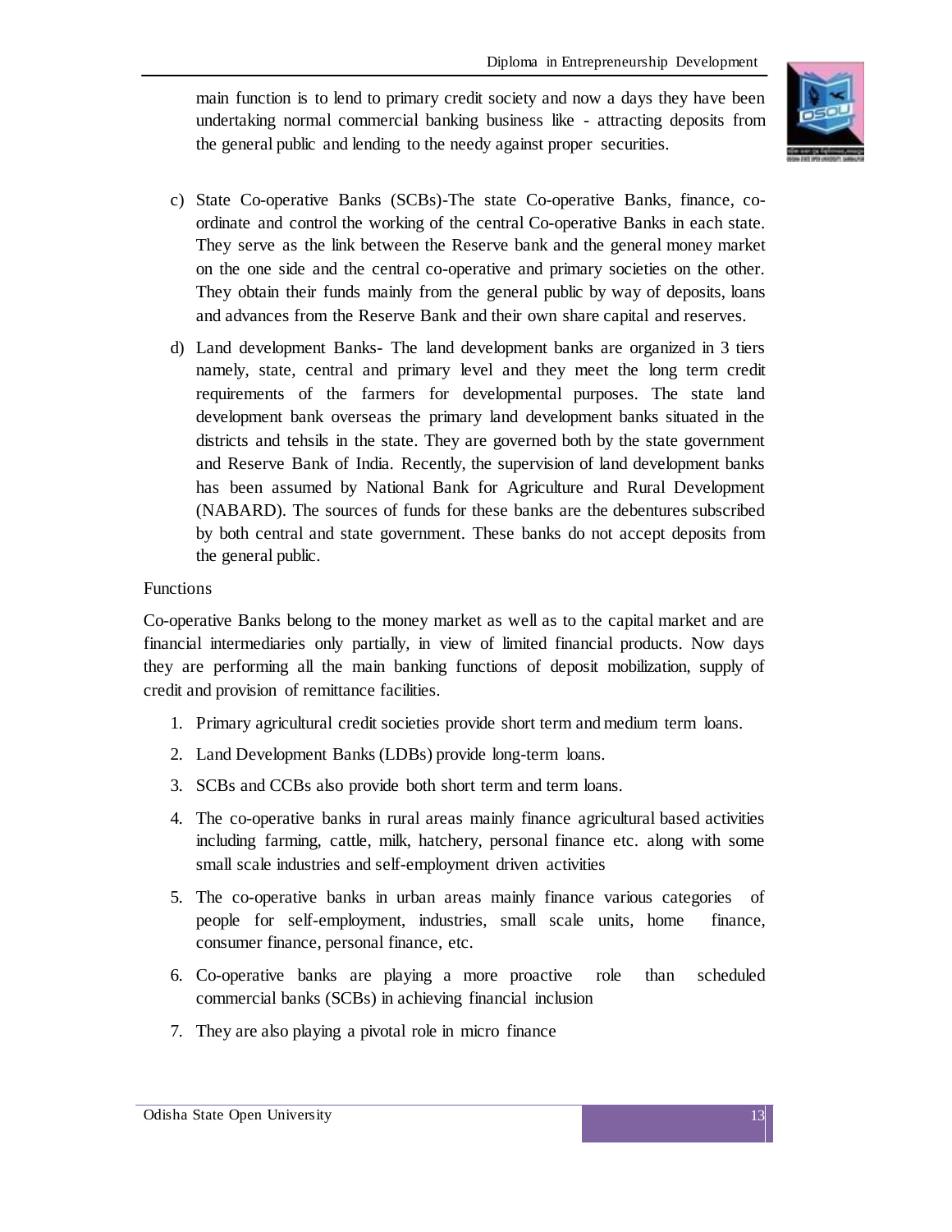main function is to lend to primary credit society and now a days they have been undertaking normal commercial banking business like - attracting deposits from the general public and lending to the needy against proper securities.

c) State Co-operative Banks (SCBs)-The state Co-operative Banks, finance, co-ordinate and control the working of the central Co-operative Banks in each state. They serve as the link between the Reserve bank and the general money market on the one side and the central co-operative and primary societies on the other. They obtain their funds mainly from the general public by way of deposits, loans and advances from the Reserve Bank and their own share capital and reserves.

d) Land development Banks- The land development banks are organized in 3 tiers namely, state, central and primary level and they meet the long term credit requirements of the farmers for developmental purposes. The state land development bank overseas the primary land development banks situated in the districts and tehsils in the state. They are governed both by the state government and Reserve Bank of India. Recently, the supervision of land development banks has been assumed by National Bank for Agriculture and Rural Development (NABARD). The sources of funds for these banks are the debentures subscribed by both central and state government. These banks do not accept deposits from the general public.

Functions

Co-operative Banks belong to the money market as well as to the capital market and are financial intermediaries only partially, in view of limited financial products. Now days they are performing all the main banking functions of deposit mobilization, supply of credit and provision of remittance facilities.

1. Primary agricultural credit societies provide short term and medium term loans.
2. Land Development Banks (LDBs) provide long-term loans.
3. SCBs and CCBs also provide both short term and term loans.
4. The co-operative banks in rural areas mainly finance agricultural based activities including farming, cattle, milk, hatchery, personal finance etc. along with some small scale industries and self-employment driven activities
5. The co-operative banks in urban areas mainly finance various categories of people for self-employment, industries, small scale units, home finance, consumer finance, personal finance, etc.
6. Co-operative banks are playing a more proactive role than scheduled commercial banks (SCBs) in achieving financial inclusion
7. They are also playing a pivotal role in micro finance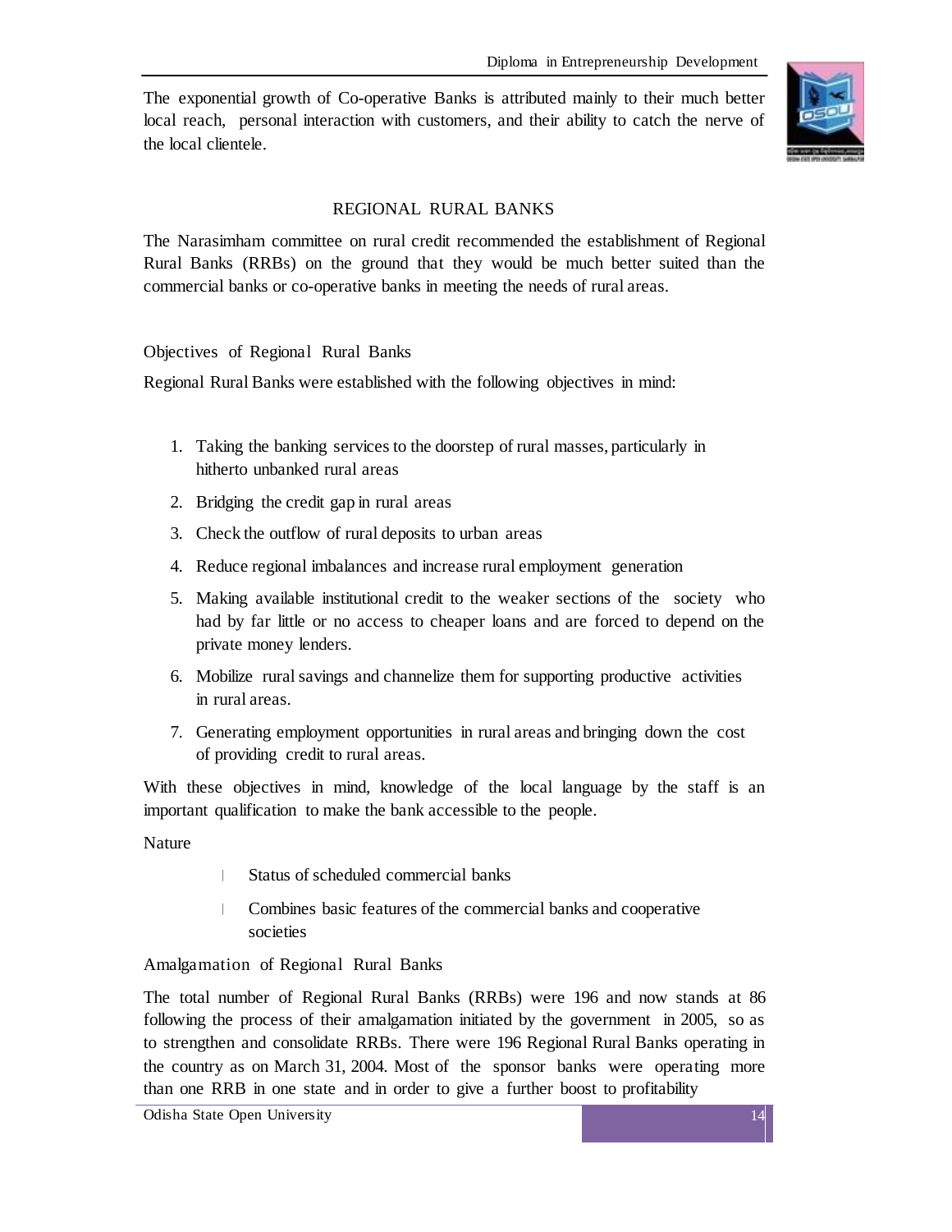The exponential growth of Co-operative Banks is attributed mainly to their much better local reach, personal interaction with customers, and their ability to catch the nerve of the local clientele.

## REGIONAL RURAL BANKS

The Narasimham committee on rural credit recommended the establishment of Regional Rural Banks (RRBs) on the ground that they would be much better suited than the commercial banks or co-operative banks in meeting the needs of rural areas.

### Objectives of Regional Rural Banks

Regional Rural Banks were established with the following objectives in mind:

1. Taking the banking services to the doorstep of rural masses, particularly in hitherto unbanked rural areas
2. Bridging the credit gap in rural areas
3. Check the outflow of rural deposits to urban areas
4. Reduce regional imbalances and increase rural employment generation
5. Making available institutional credit to the weaker sections of the society who had by far little or no access to cheaper loans and are forced to depend on the private money lenders.
6. Mobilize rural savings and channelize them for supporting productive activities in rural areas.
7. Generating employment opportunities in rural areas and bringing down the cost of providing credit to rural areas.

With these objectives in mind, knowledge of the local language by the staff is an important qualification to make the bank accessible to the people.

### Nature

- Status of scheduled commercial banks
- Combines basic features of the commercial banks and cooperative societies

### Amalgamation of Regional Rural Banks

The total number of Regional Rural Banks (RRBs) were 196 and now stands at 86 following the process of their amalgamation initiated by the government in 2005, so as to strengthen and consolidate RRBs. There were 196 Regional Rural Banks operating in the country as on March 31, 2004. Most of the sponsor banks were operating more than one RRB in one state and in order to give a further boost to profitability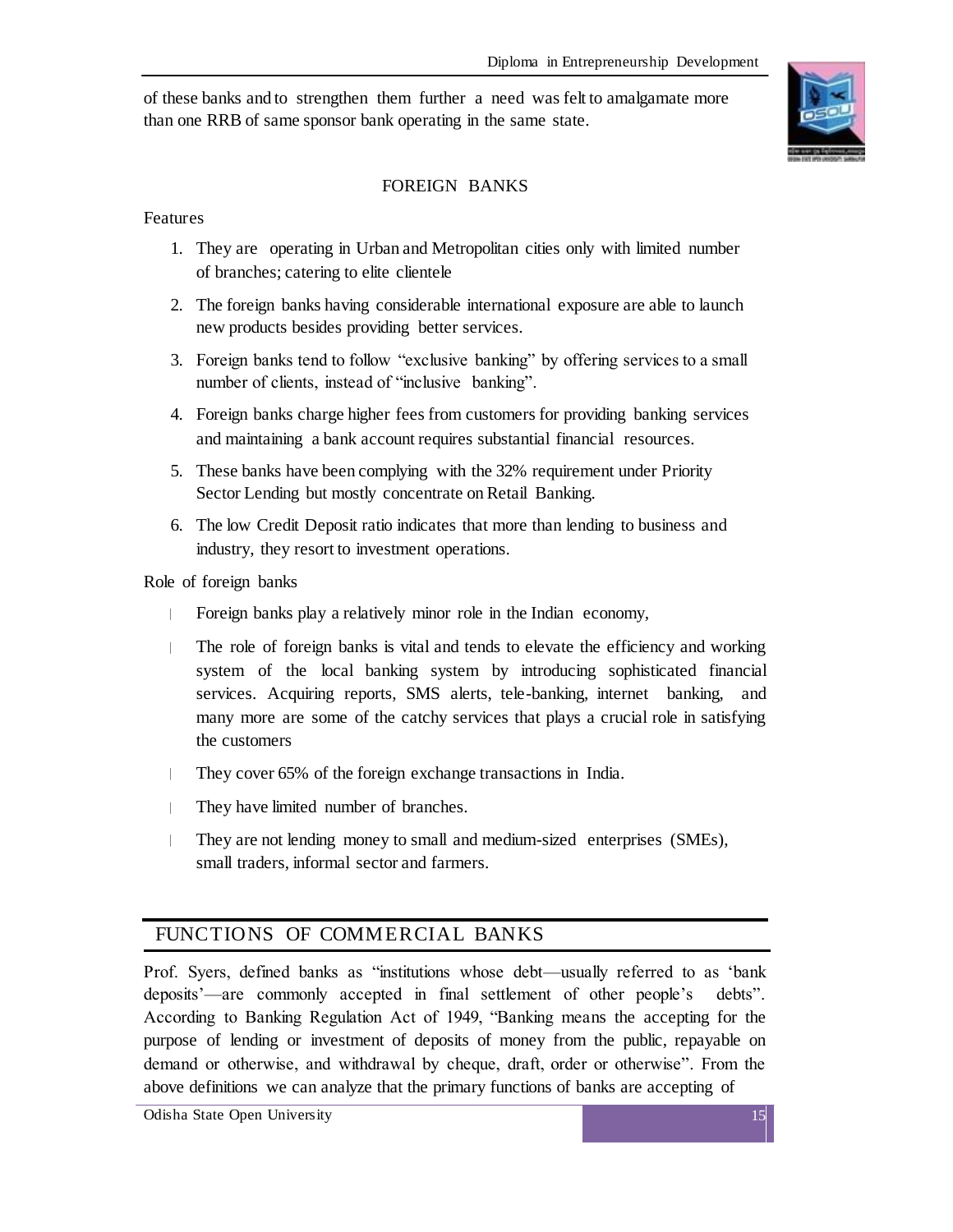of these banks and to strengthen them further a need was felt to amalgamate more than one RRB of same sponsor bank operating in the same state.

## FOREIGN BANKS

Features

1. They are operating in Urban and Metropolitan cities only with limited number of branches; catering to elite clientele
2. The foreign banks having considerable international exposure are able to launch new products besides providing better services.
3. Foreign banks tend to follow "exclusive banking" by offering services to a small number of clients, instead of "inclusive banking".
4. Foreign banks charge higher fees from customers for providing banking services and maintaining a bank account requires substantial financial resources.
5. These banks have been complying with the 32% requirement under Priority Sector Lending but mostly concentrate on Retail Banking.
6. The low Credit Deposit ratio indicates that more than lending to business and industry, they resort to investment operations.

Role of foreign banks

- Foreign banks play a relatively minor role in the Indian economy,
- The role of foreign banks is vital and tends to elevate the efficiency and working system of the local banking system by introducing sophisticated financial services. Acquiring reports, SMS alerts, tele-banking, internet banking, and many more are some of the catchy services that plays a crucial role in satisfying the customers
- They cover 65% of the foreign exchange transactions in India.
- They have limited number of branches.
- They are not lending money to small and medium-sized enterprises (SMEs), small traders, informal sector and farmers.

## FUNCTIONS OF COMMERCIAL BANKS

Prof. Syers, defined banks as "institutions whose debt—usually referred to as 'bank deposits'—are commonly accepted in final settlement of other people's debts". According to Banking Regulation Act of 1949, "Banking means the accepting for the purpose of lending or investment of deposits of money from the public, repayable on demand or otherwise, and withdrawal by cheque, draft, order or otherwise". From the above definitions we can analyze that the primary functions of banks are accepting of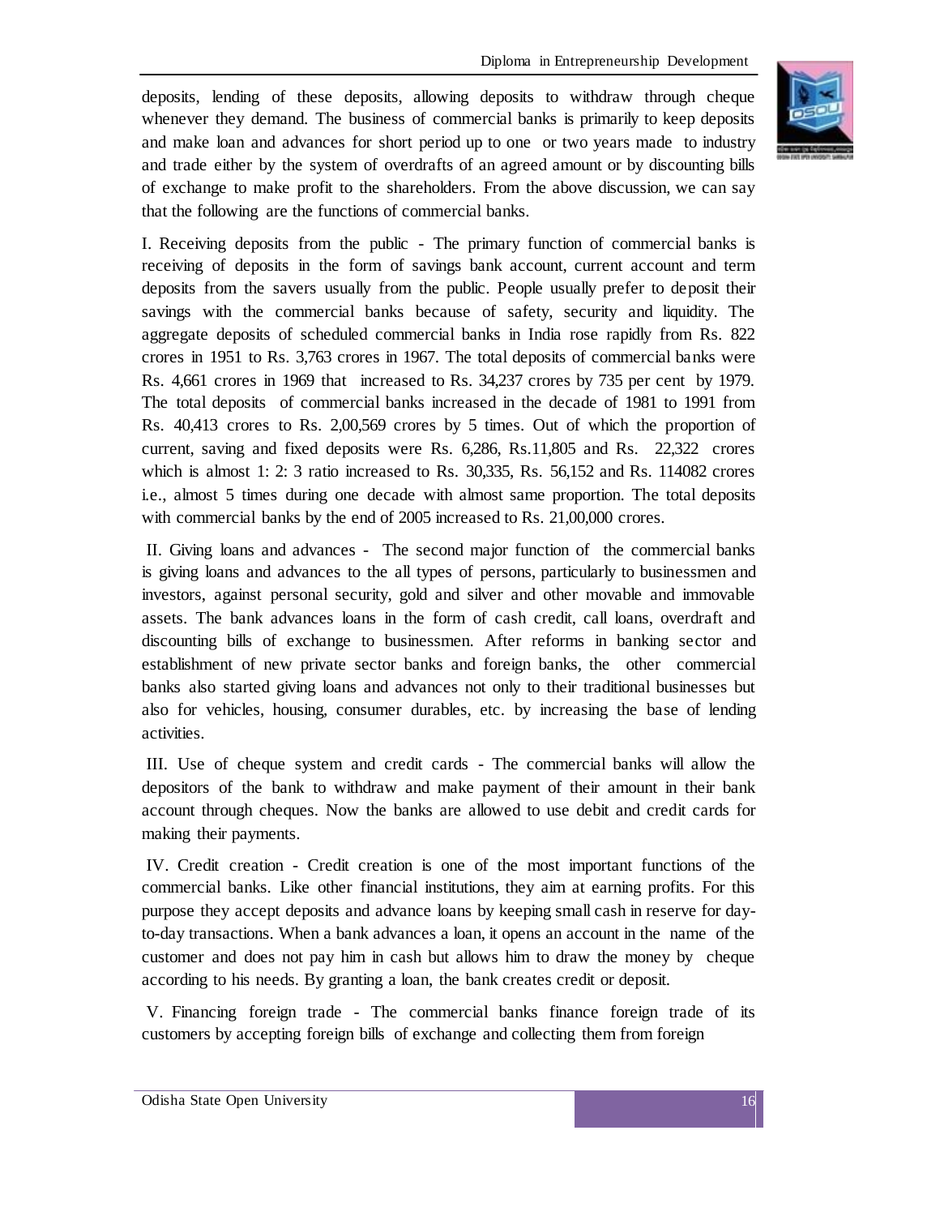deposits, lending of these deposits, allowing deposits to withdraw through cheque whenever they demand. The business of commercial banks is primarily to keep deposits and make loan and advances for short period up to one or two years made to industry and trade either by the system of overdrafts of an agreed amount or by discounting bills of exchange to make profit to the shareholders. From the above discussion, we can say that the following are the functions of commercial banks.

I. Receiving deposits from the public - The primary function of commercial banks is receiving of deposits in the form of savings bank account, current account and term deposits from the savers usually from the public. People usually prefer to deposit their savings with the commercial banks because of safety, security and liquidity. The aggregate deposits of scheduled commercial banks in India rose rapidly from Rs. 822 crores in 1951 to Rs. 3,763 crores in 1967. The total deposits of commercial banks were Rs. 4,661 crores in 1969 that increased to Rs. 34,237 crores by 735 per cent by 1979. The total deposits of commercial banks increased in the decade of 1981 to 1991 from Rs. 40,413 crores to Rs. 2,00,569 crores by 5 times. Out of which the proportion of current, saving and fixed deposits were Rs. 6,286, Rs.11,805 and Rs. 22,322 crores which is almost 1: 2: 3 ratio increased to Rs. 30,335, Rs. 56,152 and Rs. 114082 crores i.e., almost 5 times during one decade with almost same proportion. The total deposits with commercial banks by the end of 2005 increased to Rs. 21,00,000 crores.

II. Giving loans and advances - The second major function of the commercial banks is giving loans and advances to the all types of persons, particularly to businessmen and investors, against personal security, gold and silver and other movable and immovable assets. The bank advances loans in the form of cash credit, call loans, overdraft and discounting bills of exchange to businessmen. After reforms in banking sector and establishment of new private sector banks and foreign banks, the other commercial banks also started giving loans and advances not only to their traditional businesses but also for vehicles, housing, consumer durables, etc. by increasing the base of lending activities.

III. Use of cheque system and credit cards - The commercial banks will allow the depositors of the bank to withdraw and make payment of their amount in their bank account through cheques. Now the banks are allowed to use debit and credit cards for making their payments.

IV. Credit creation - Credit creation is one of the most important functions of the commercial banks. Like other financial institutions, they aim at earning profits. For this purpose they accept deposits and advance loans by keeping small cash in reserve for day-to-day transactions. When a bank advances a loan, it opens an account in the name of the customer and does not pay him in cash but allows him to draw the money by cheque according to his needs. By granting a loan, the bank creates credit or deposit.

V. Financing foreign trade - The commercial banks finance foreign trade of its customers by accepting foreign bills of exchange and collecting them from foreign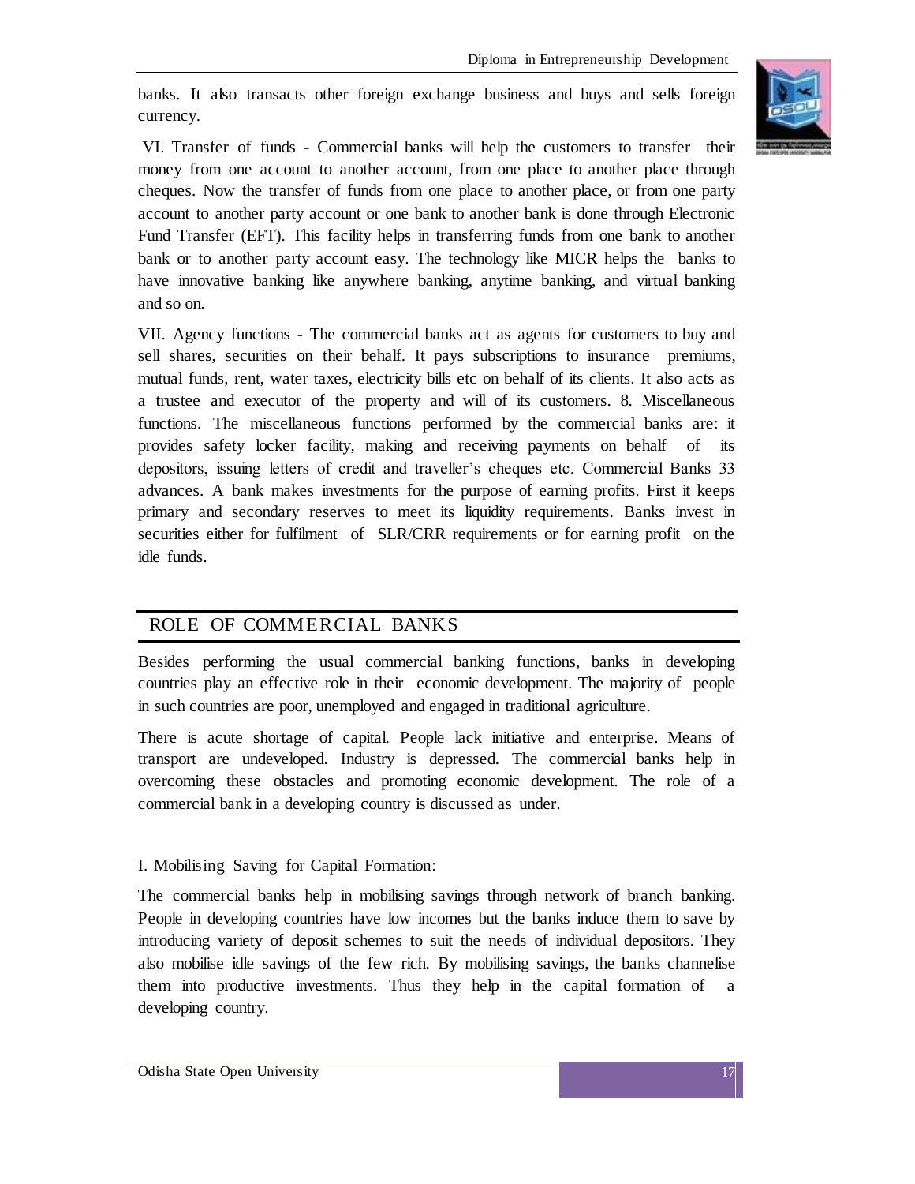banks. It also transacts other foreign exchange business and buys and sells foreign currency.

VI. Transfer of funds - Commercial banks will help the customers to transfer their money from one account to another account, from one place to another place through cheques. Now the transfer of funds from one place to another place, or from one party account to another party account or one bank to another bank is done through Electronic Fund Transfer (EFT). This facility helps in transferring funds from one bank to another bank or to another party account easy. The technology like MICR helps the banks to have innovative banking like anywhere banking, anytime banking, and virtual banking and so on.

VII. Agency functions - The commercial banks act as agents for customers to buy and sell shares, securities on their behalf. It pays subscriptions to insurance premiums, mutual funds, rent, water taxes, electricity bills etc on behalf of its clients. It also acts as a trustee and executor of the property and will of its customers. 8. Miscellaneous functions. The miscellaneous functions performed by the commercial banks are: it provides safety locker facility, making and receiving payments on behalf of its depositors, issuing letters of credit and traveller's cheques etc. Commercial Banks 33 advances. A bank makes investments for the purpose of earning profits. First it keeps primary and secondary reserves to meet its liquidity requirements. Banks invest in securities either for fulfilment of SLR/CRR requirements or for earning profit on the idle funds.

## ROLE OF COMMERCIAL BANKS

Besides performing the usual commercial banking functions, banks in developing countries play an effective role in their economic development. The majority of people in such countries are poor, unemployed and engaged in traditional agriculture.

There is acute shortage of capital. People lack initiative and enterprise. Means of transport are undeveloped. Industry is depressed. The commercial banks help in overcoming these obstacles and promoting economic development. The role of a commercial bank in a developing country is discussed as under.

I. Mobilising Saving for Capital Formation:

The commercial banks help in mobilising savings through network of branch banking. People in developing countries have low incomes but the banks induce them to save by introducing variety of deposit schemes to suit the needs of individual depositors. They also mobilise idle savings of the few rich. By mobilising savings, the banks channelise them into productive investments. Thus they help in the capital formation of a developing country.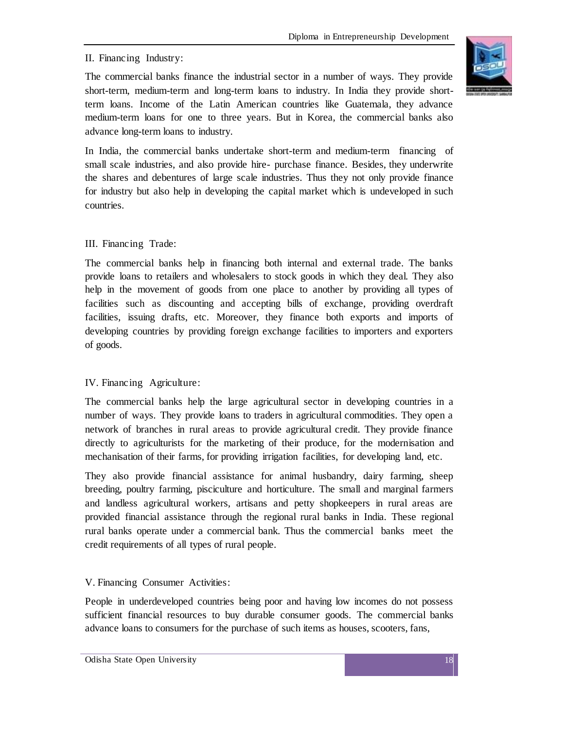II. Financing Industry:

The commercial banks finance the industrial sector in a number of ways. They provide short-term, medium-term and long-term loans to industry. In India they provide short-term loans. Income of the Latin American countries like Guatemala, they advance medium-term loans for one to three years. But in Korea, the commercial banks also advance long-term loans to industry.

In India, the commercial banks undertake short-term and medium-term financing of small scale industries, and also provide hire- purchase finance. Besides, they underwrite the shares and debentures of large scale industries. Thus they not only provide finance for industry but also help in developing the capital market which is undeveloped in such countries.

III. Financing Trade:

The commercial banks help in financing both internal and external trade. The banks provide loans to retailers and wholesalers to stock goods in which they deal. They also help in the movement of goods from one place to another by providing all types of facilities such as discounting and accepting bills of exchange, providing overdraft facilities, issuing drafts, etc. Moreover, they finance both exports and imports of developing countries by providing foreign exchange facilities to importers and exporters of goods.

IV. Financing Agriculture:

The commercial banks help the large agricultural sector in developing countries in a number of ways. They provide loans to traders in agricultural commodities. They open a network of branches in rural areas to provide agricultural credit. They provide finance directly to agriculturists for the marketing of their produce, for the modernisation and mechanisation of their farms, for providing irrigation facilities, for developing land, etc.

They also provide financial assistance for animal husbandry, dairy farming, sheep breeding, poultry farming, pisciculture and horticulture. The small and marginal farmers and landless agricultural workers, artisans and petty shopkeepers in rural areas are provided financial assistance through the regional rural banks in India. These regional rural banks operate under a commercial bank. Thus the commercial banks meet the credit requirements of all types of rural people.

V. Financing Consumer Activities:

People in underdeveloped countries being poor and having low incomes do not possess sufficient financial resources to buy durable consumer goods. The commercial banks advance loans to consumers for the purchase of such items as houses, scooters, fans,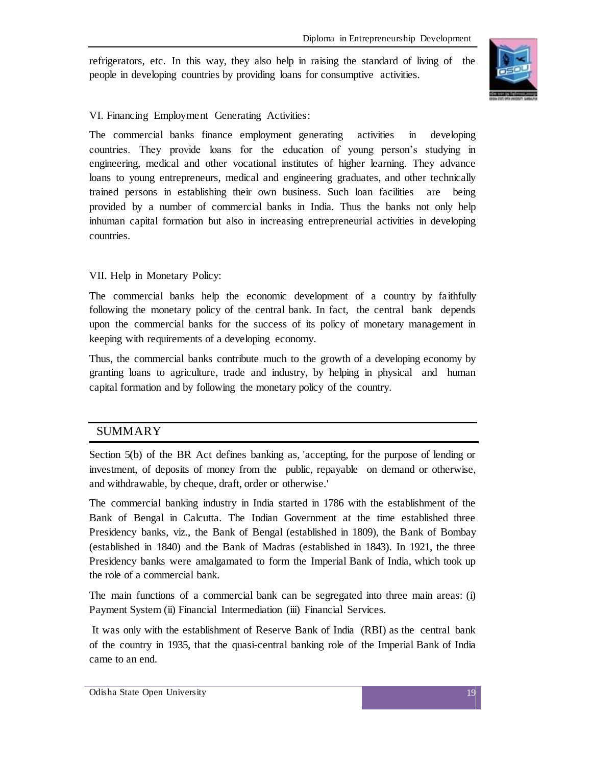refrigerators, etc. In this way, they also help in raising the standard of living of the people in developing countries by providing loans for consumptive activities.

VI. Financing Employment Generating Activities:

The commercial banks finance employment generating activities in developing countries. They provide loans for the education of young person's studying in engineering, medical and other vocational institutes of higher learning. They advance loans to young entrepreneurs, medical and engineering graduates, and other technically trained persons in establishing their own business. Such loan facilities are being provided by a number of commercial banks in India. Thus the banks not only help inhuman capital formation but also in increasing entrepreneurial activities in developing countries.

VII. Help in Monetary Policy:

The commercial banks help the economic development of a country by faithfully following the monetary policy of the central bank. In fact, the central bank depends upon the commercial banks for the success of its policy of monetary management in keeping with requirements of a developing economy.

Thus, the commercial banks contribute much to the growth of a developing economy by granting loans to agriculture, trade and industry, by helping in physical and human capital formation and by following the monetary policy of the country.

## SUMMARY

Section 5(b) of the BR Act defines banking as, 'accepting, for the purpose of lending or investment, of deposits of money from the public, repayable on demand or otherwise, and withdrawable, by cheque, draft, order or otherwise.'

The commercial banking industry in India started in 1786 with the establishment of the Bank of Bengal in Calcutta. The Indian Government at the time established three Presidency banks, viz., the Bank of Bengal (established in 1809), the Bank of Bombay (established in 1840) and the Bank of Madras (established in 1843). In 1921, the three Presidency banks were amalgamated to form the Imperial Bank of India, which took up the role of a commercial bank.

The main functions of a commercial bank can be segregated into three main areas: (i) Payment System (ii) Financial Intermediation (iii) Financial Services.

It was only with the establishment of Reserve Bank of India (RBI) as the central bank of the country in 1935, that the quasi-central banking role of the Imperial Bank of India came to an end.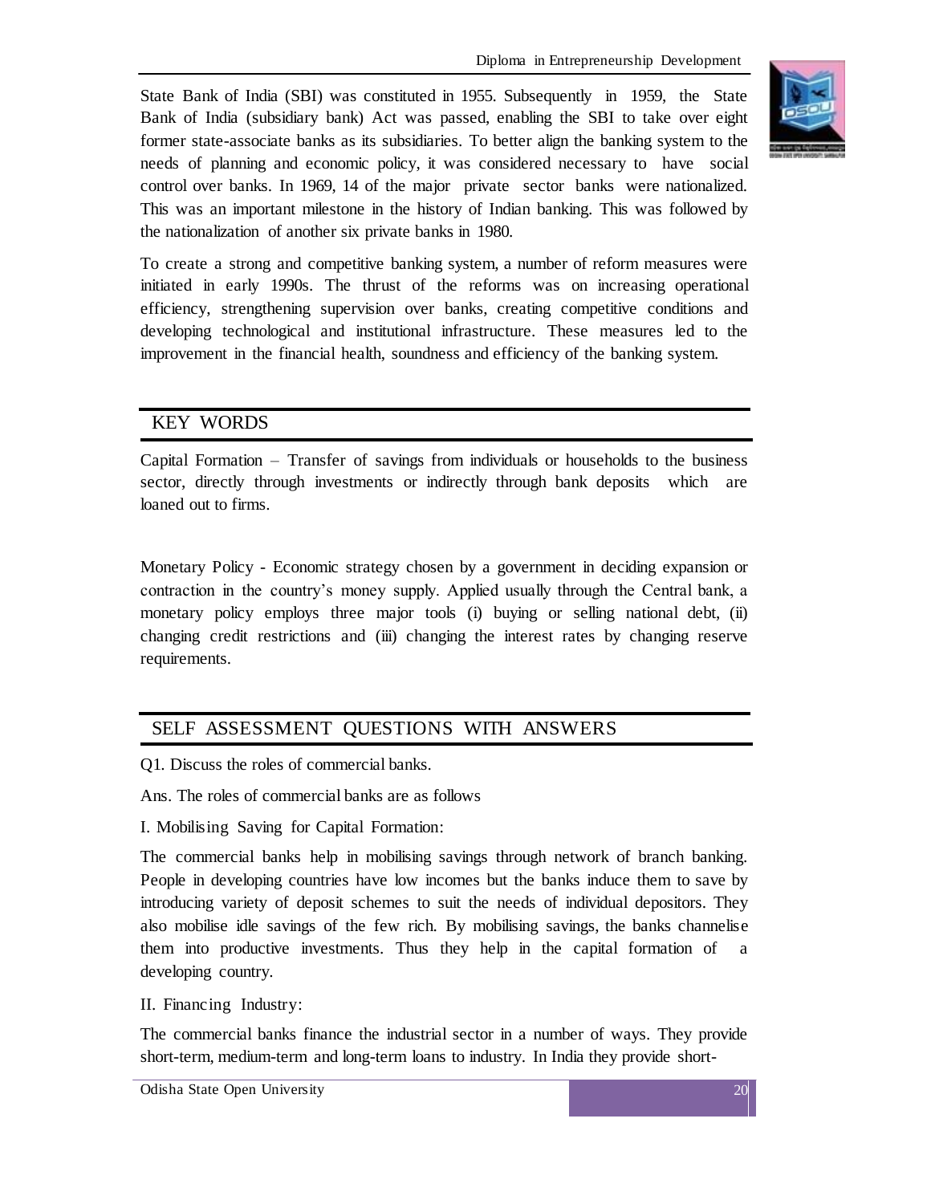State Bank of India (SBI) was constituted in 1955. Subsequently in 1959, the State Bank of India (subsidiary bank) Act was passed, enabling the SBI to take over eight former state-associate banks as its subsidiaries. To better align the banking system to the needs of planning and economic policy, it was considered necessary to have social control over banks. In 1969, 14 of the major private sector banks were nationalized. This was an important milestone in the history of Indian banking. This was followed by the nationalization of another six private banks in 1980.

To create a strong and competitive banking system, a number of reform measures were initiated in early 1990s. The thrust of the reforms was on increasing operational efficiency, strengthening supervision over banks, creating competitive conditions and developing technological and institutional infrastructure. These measures led to the improvement in the financial health, soundness and efficiency of the banking system.

## KEY WORDS

Capital Formation – Transfer of savings from individuals or households to the business sector, directly through investments or indirectly through bank deposits which are loaned out to firms.

Monetary Policy - Economic strategy chosen by a government in deciding expansion or contraction in the country's money supply. Applied usually through the Central bank, a monetary policy employs three major tools (i) buying or selling national debt, (ii) changing credit restrictions and (iii) changing the interest rates by changing reserve requirements.

## SELF ASSESSMENT QUESTIONS WITH ANSWERS

Q1. Discuss the roles of commercial banks.

Ans. The roles of commercial banks are as follows

I. Mobilising Saving for Capital Formation:

The commercial banks help in mobilising savings through network of branch banking. People in developing countries have low incomes but the banks induce them to save by introducing variety of deposit schemes to suit the needs of individual depositors. They also mobilise idle savings of the few rich. By mobilising savings, the banks channelise them into productive investments. Thus they help in the capital formation of a developing country.

II. Financing Industry:

The commercial banks finance the industrial sector in a number of ways. They provide short-term, medium-term and long-term loans to industry. In India they provide short-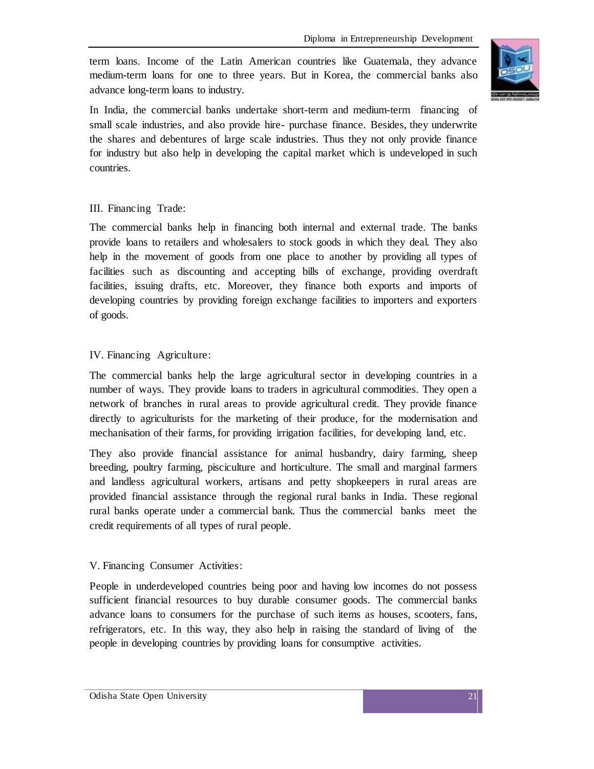term loans. Income of the Latin American countries like Guatemala, they advance medium-term loans for one to three years. But in Korea, the commercial banks also advance long-term loans to industry.

In India, the commercial banks undertake short-term and medium-term financing of small scale industries, and also provide hire- purchase finance. Besides, they underwrite the shares and debentures of large scale industries. Thus they not only provide finance for industry but also help in developing the capital market which is undeveloped in such countries.

### III. Financing Trade:

The commercial banks help in financing both internal and external trade. The banks provide loans to retailers and wholesalers to stock goods in which they deal. They also help in the movement of goods from one place to another by providing all types of facilities such as discounting and accepting bills of exchange, providing overdraft facilities, issuing drafts, etc. Moreover, they finance both exports and imports of developing countries by providing foreign exchange facilities to importers and exporters of goods.

### IV. Financing Agriculture:

The commercial banks help the large agricultural sector in developing countries in a number of ways. They provide loans to traders in agricultural commodities. They open a network of branches in rural areas to provide agricultural credit. They provide finance directly to agriculturists for the marketing of their produce, for the modernisation and mechanisation of their farms, for providing irrigation facilities, for developing land, etc.

They also provide financial assistance for animal husbandry, dairy farming, sheep breeding, poultry farming, pisciculture and horticulture. The small and marginal farmers and landless agricultural workers, artisans and petty shopkeepers in rural areas are provided financial assistance through the regional rural banks in India. These regional rural banks operate under a commercial bank. Thus the commercial banks meet the credit requirements of all types of rural people.

### V. Financing Consumer Activities:

People in underdeveloped countries being poor and having low incomes do not possess sufficient financial resources to buy durable consumer goods. The commercial banks advance loans to consumers for the purchase of such items as houses, scooters, fans, refrigerators, etc. In this way, they also help in raising the standard of living of the people in developing countries by providing loans for consumptive activities.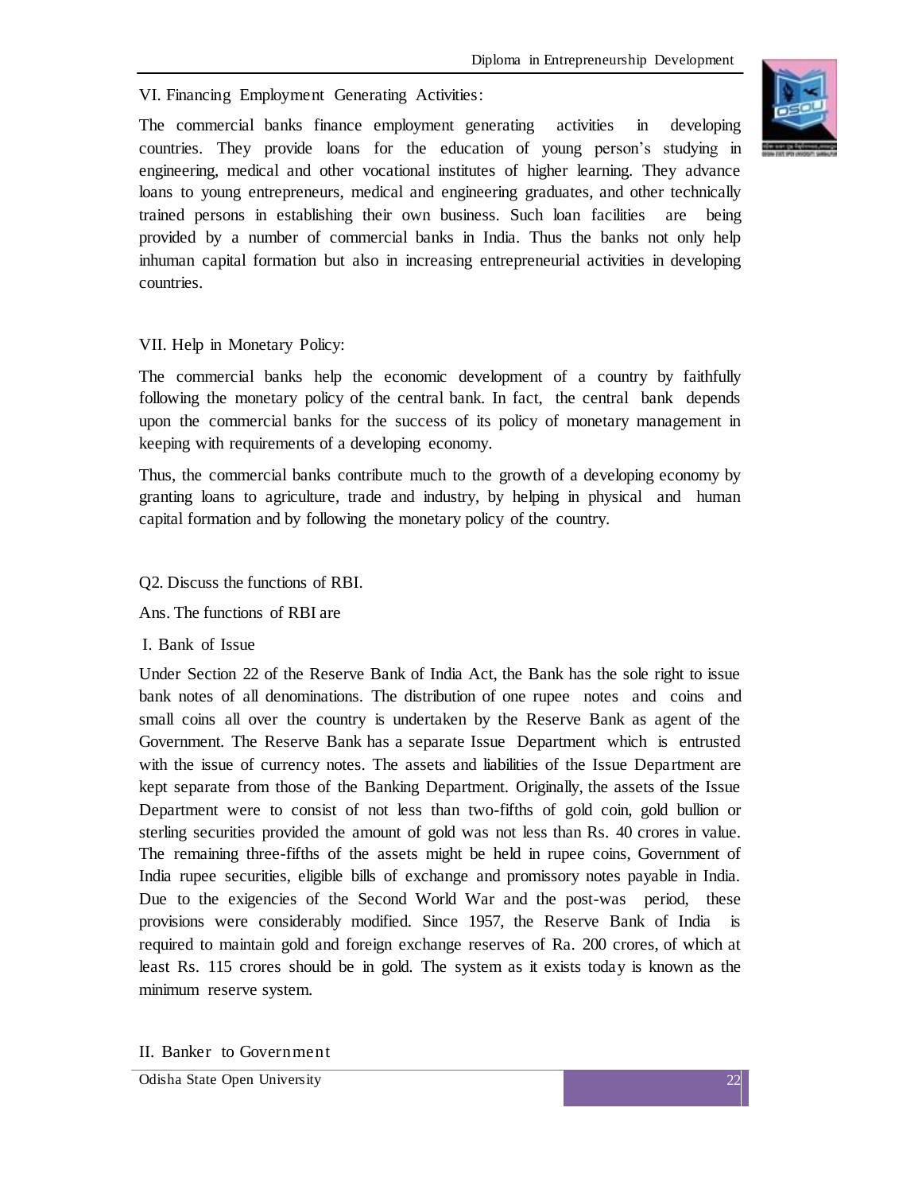VI. Financing Employment Generating Activities:

The commercial banks finance employment generating activities in developing countries. They provide loans for the education of young person's studying in engineering, medical and other vocational institutes of higher learning. They advance loans to young entrepreneurs, medical and engineering graduates, and other technically trained persons in establishing their own business. Such loan facilities are being provided by a number of commercial banks in India. Thus the banks not only help inhuman capital formation but also in increasing entrepreneurial activities in developing countries.

VII. Help in Monetary Policy:

The commercial banks help the economic development of a country by faithfully following the monetary policy of the central bank. In fact, the central bank depends upon the commercial banks for the success of its policy of monetary management in keeping with requirements of a developing economy.

Thus, the commercial banks contribute much to the growth of a developing economy by granting loans to agriculture, trade and industry, by helping in physical and human capital formation and by following the monetary policy of the country.

Q2. Discuss the functions of RBI.

Ans. The functions of RBI are

I. Bank of Issue

Under Section 22 of the Reserve Bank of India Act, the Bank has the sole right to issue bank notes of all denominations. The distribution of one rupee notes and coins and small coins all over the country is undertaken by the Reserve Bank as agent of the Government. The Reserve Bank has a separate Issue Department which is entrusted with the issue of currency notes. The assets and liabilities of the Issue Department are kept separate from those of the Banking Department. Originally, the assets of the Issue Department were to consist of not less than two-fifths of gold coin, gold bullion or sterling securities provided the amount of gold was not less than Rs. 40 crores in value. The remaining three-fifths of the assets might be held in rupee coins, Government of India rupee securities, eligible bills of exchange and promissory notes payable in India. Due to the exigencies of the Second World War and the post-was period, these provisions were considerably modified. Since 1957, the Reserve Bank of India is required to maintain gold and foreign exchange reserves of Ra. 200 crores, of which at least Rs. 115 crores should be in gold. The system as it exists today is known as the minimum reserve system.

II. Banker to Government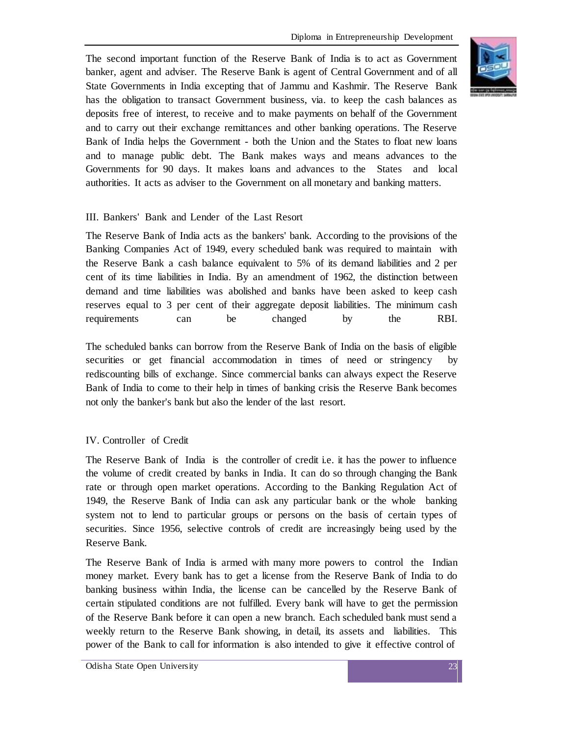The second important function of the Reserve Bank of India is to act as Government banker, agent and adviser. The Reserve Bank is agent of Central Government and of all State Governments in India excepting that of Jammu and Kashmir. The Reserve Bank has the obligation to transact Government business, via. to keep the cash balances as deposits free of interest, to receive and to make payments on behalf of the Government and to carry out their exchange remittances and other banking operations. The Reserve Bank of India helps the Government - both the Union and the States to float new loans and to manage public debt. The Bank makes ways and means advances to the Governments for 90 days. It makes loans and advances to the States and local authorities. It acts as adviser to the Government on all monetary and banking matters.

### III. Bankers' Bank and Lender of the Last Resort

The Reserve Bank of India acts as the bankers' bank. According to the provisions of the Banking Companies Act of 1949, every scheduled bank was required to maintain with the Reserve Bank a cash balance equivalent to 5% of its demand liabilities and 2 per cent of its time liabilities in India. By an amendment of 1962, the distinction between demand and time liabilities was abolished and banks have been asked to keep cash reserves equal to 3 per cent of their aggregate deposit liabilities. The minimum cash requirements can be changed by the RBI.

The scheduled banks can borrow from the Reserve Bank of India on the basis of eligible securities or get financial accommodation in times of need or stringency by rediscounting bills of exchange. Since commercial banks can always expect the Reserve Bank of India to come to their help in times of banking crisis the Reserve Bank becomes not only the banker's bank but also the lender of the last resort.

### IV. Controller of Credit

The Reserve Bank of India is the controller of credit i.e. it has the power to influence the volume of credit created by banks in India. It can do so through changing the Bank rate or through open market operations. According to the Banking Regulation Act of 1949, the Reserve Bank of India can ask any particular bank or the whole banking system not to lend to particular groups or persons on the basis of certain types of securities. Since 1956, selective controls of credit are increasingly being used by the Reserve Bank.

The Reserve Bank of India is armed with many more powers to control the Indian money market. Every bank has to get a license from the Reserve Bank of India to do banking business within India, the license can be cancelled by the Reserve Bank of certain stipulated conditions are not fulfilled. Every bank will have to get the permission of the Reserve Bank before it can open a new branch. Each scheduled bank must send a weekly return to the Reserve Bank showing, in detail, its assets and liabilities. This power of the Bank to call for information is also intended to give it effective control of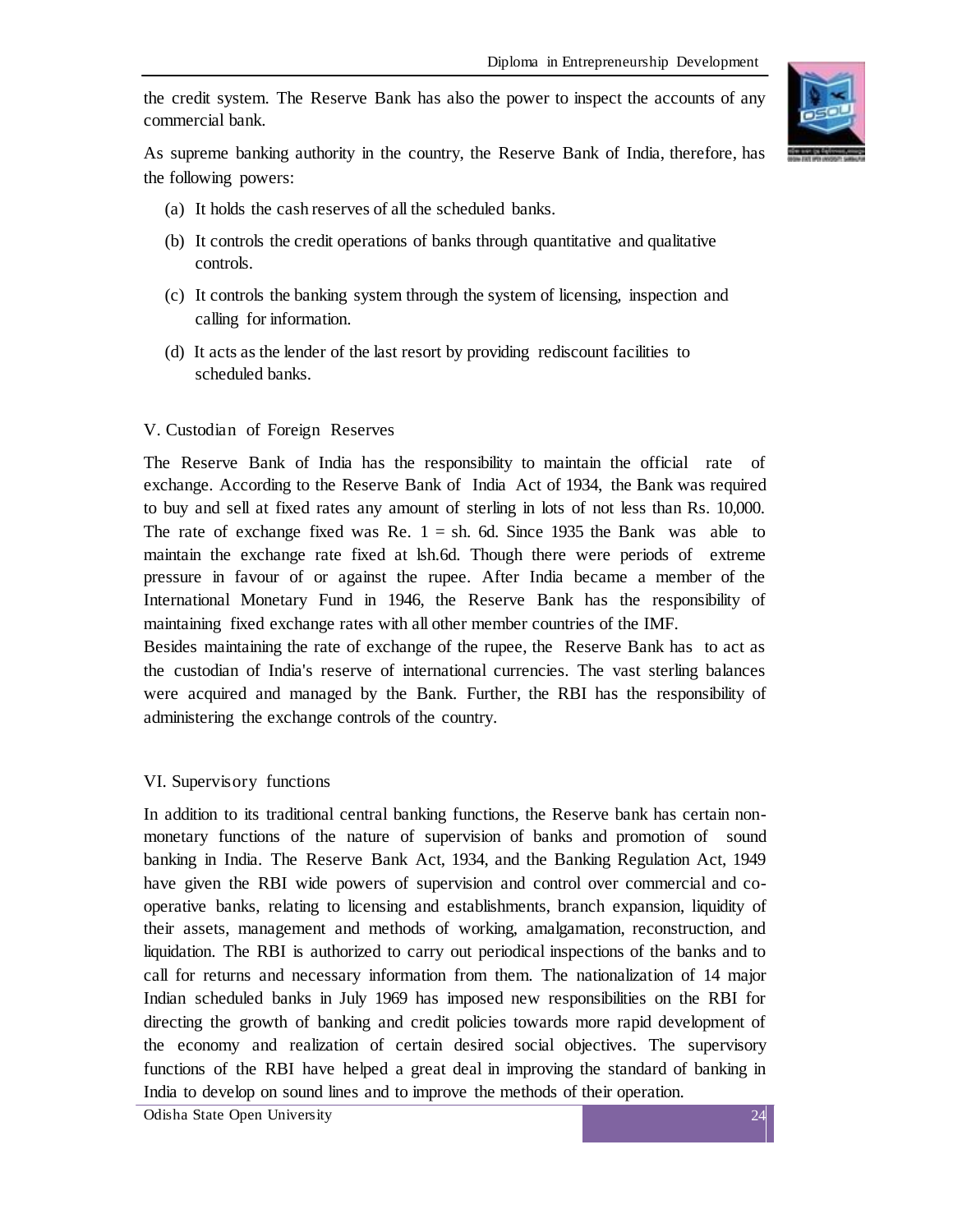the credit system. The Reserve Bank has also the power to inspect the accounts of any commercial bank.

As supreme banking authority in the country, the Reserve Bank of India, therefore, has the following powers:

(a) It holds the cash reserves of all the scheduled banks.

(b) It controls the credit operations of banks through quantitative and qualitative controls.

(c) It controls the banking system through the system of licensing, inspection and calling for information.

(d) It acts as the lender of the last resort by providing rediscount facilities to scheduled banks.

## V. Custodian of Foreign Reserves

The Reserve Bank of India has the responsibility to maintain the official rate of exchange. According to the Reserve Bank of India Act of 1934, the Bank was required to buy and sell at fixed rates any amount of sterling in lots of not less than Rs. 10,000. The rate of exchange fixed was Re. 1 = sh. 6d. Since 1935 the Bank was able to maintain the exchange rate fixed at lsh.6d. Though there were periods of extreme pressure in favour of or against the rupee. After India became a member of the International Monetary Fund in 1946, the Reserve Bank has the responsibility of maintaining fixed exchange rates with all other member countries of the IMF.

Besides maintaining the rate of exchange of the rupee, the Reserve Bank has to act as the custodian of India's reserve of international currencies. The vast sterling balances were acquired and managed by the Bank. Further, the RBI has the responsibility of administering the exchange controls of the country.

## VI. Supervisory functions

In addition to its traditional central banking functions, the Reserve bank has certain non-monetary functions of the nature of supervision of banks and promotion of sound banking in India. The Reserve Bank Act, 1934, and the Banking Regulation Act, 1949 have given the RBI wide powers of supervision and control over commercial and co-operative banks, relating to licensing and establishments, branch expansion, liquidity of their assets, management and methods of working, amalgamation, reconstruction, and liquidation. The RBI is authorized to carry out periodical inspections of the banks and to call for returns and necessary information from them. The nationalization of 14 major Indian scheduled banks in July 1969 has imposed new responsibilities on the RBI for directing the growth of banking and credit policies towards more rapid development of the economy and realization of certain desired social objectives. The supervisory functions of the RBI have helped a great deal in improving the standard of banking in India to develop on sound lines and to improve the methods of their operation.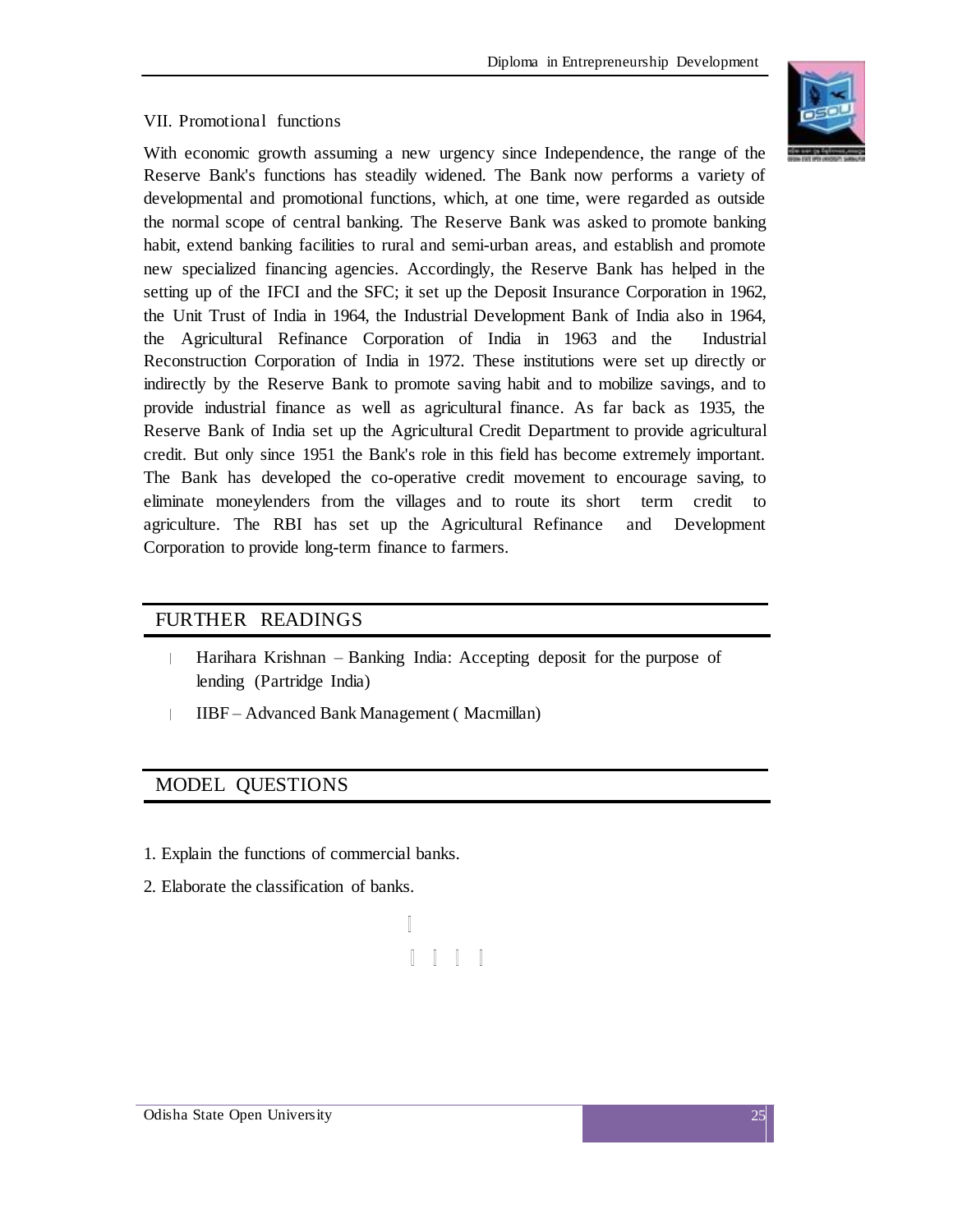VII. Promotional functions

With economic growth assuming a new urgency since Independence, the range of the Reserve Bank's functions has steadily widened. The Bank now performs a variety of developmental and promotional functions, which, at one time, were regarded as outside the normal scope of central banking. The Reserve Bank was asked to promote banking habit, extend banking facilities to rural and semi-urban areas, and establish and promote new specialized financing agencies. Accordingly, the Reserve Bank has helped in the setting up of the IFCI and the SFC; it set up the Deposit Insurance Corporation in 1962, the Unit Trust of India in 1964, the Industrial Development Bank of India also in 1964, the Agricultural Refinance Corporation of India in 1963 and the Industrial Reconstruction Corporation of India in 1972. These institutions were set up directly or indirectly by the Reserve Bank to promote saving habit and to mobilize savings, and to provide industrial finance as well as agricultural finance. As far back as 1935, the Reserve Bank of India set up the Agricultural Credit Department to provide agricultural credit. But only since 1951 the Bank's role in this field has become extremely important. The Bank has developed the co-operative credit movement to encourage saving, to eliminate moneylenders from the villages and to route its short term credit to agriculture. The RBI has set up the Agricultural Refinance and Development Corporation to provide long-term finance to farmers.

## FURTHER READINGS

- Harihara Krishnan – Banking India: Accepting deposit for the purpose of lending (Partridge India)
- IIBF – Advanced Bank Management ( Macmillan)

## MODEL QUESTIONS

1. Explain the functions of commercial banks.
2. Elaborate the classification of banks.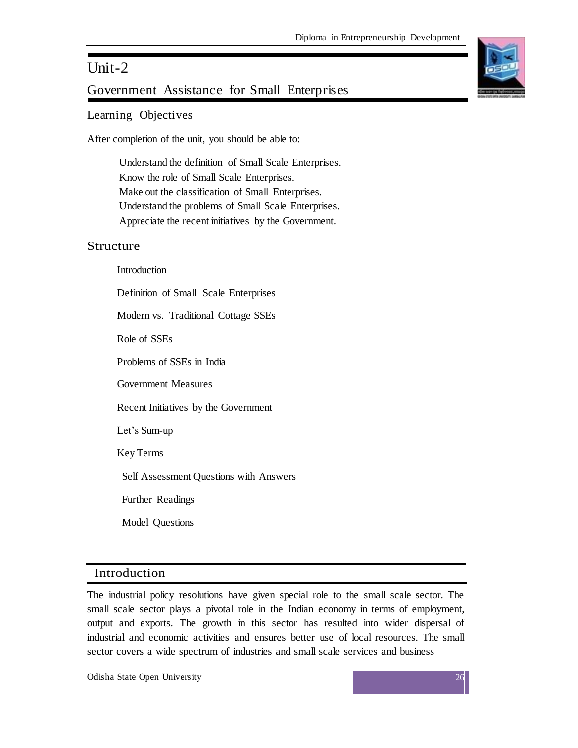# Unit-2

## Government Assistance for Small Enterprises

### Learning Objectives

After completion of the unit, you should be able to:

- Understand the definition of Small Scale Enterprises.
- Know the role of Small Scale Enterprises.
- Make out the classification of Small Enterprises.
- Understand the problems of Small Scale Enterprises.
- Appreciate the recent initiatives by the Government.

### Structure

Introduction

Definition of Small Scale Enterprises

Modern vs. Traditional Cottage SSEs

Role of SSEs

Problems of SSEs in India

Government Measures

Recent Initiatives by the Government

Let's Sum-up

Key Terms

Self Assessment Questions with Answers

Further Readings

Model Questions

## Introduction

The industrial policy resolutions have given special role to the small scale sector. The small scale sector plays a pivotal role in the Indian economy in terms of employment, output and exports. The growth in this sector has resulted into wider dispersal of industrial and economic activities and ensures better use of local resources. The small sector covers a wide spectrum of industries and small scale services and business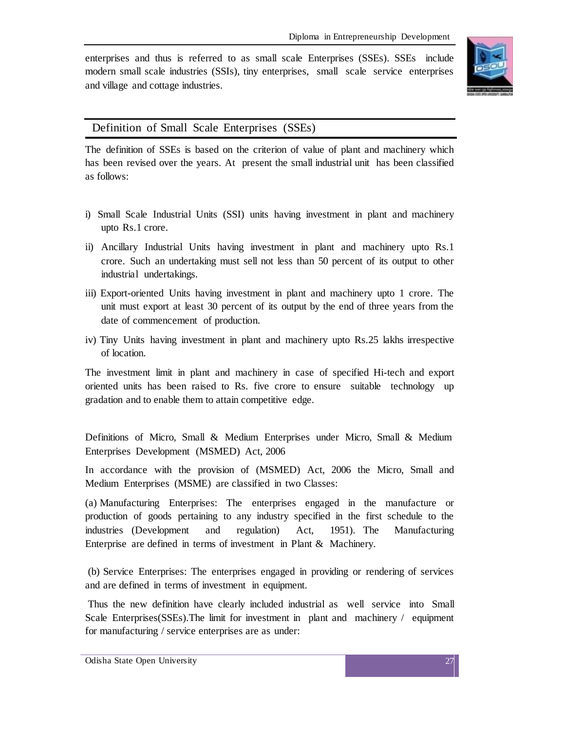enterprises and thus is referred to as small scale Enterprises (SSEs). SSEs include modern small scale industries (SSIs), tiny enterprises, small scale service enterprises and village and cottage industries.

## Definition of Small Scale Enterprises (SSEs)

The definition of SSEs is based on the criterion of value of plant and machinery which has been revised over the years. At present the small industrial unit has been classified as follows:

i) Small Scale Industrial Units (SSI) units having investment in plant and machinery upto Rs.1 crore.

ii) Ancillary Industrial Units having investment in plant and machinery upto Rs.1 crore. Such an undertaking must sell not less than 50 percent of its output to other industrial undertakings.

iii) Export-oriented Units having investment in plant and machinery upto 1 crore. The unit must export at least 30 percent of its output by the end of three years from the date of commencement of production.

iv) Tiny Units having investment in plant and machinery upto Rs.25 lakhs irrespective of location.

The investment limit in plant and machinery in case of specified Hi-tech and export oriented units has been raised to Rs. five crore to ensure suitable technology up gradation and to enable them to attain competitive edge.

Definitions of Micro, Small & Medium Enterprises under Micro, Small & Medium Enterprises Development (MSMED) Act, 2006

In accordance with the provision of (MSMED) Act, 2006 the Micro, Small and Medium Enterprises (MSME) are classified in two Classes:

(a) Manufacturing Enterprises: The enterprises engaged in the manufacture or production of goods pertaining to any industry specified in the first schedule to the industries (Development and regulation) Act, 1951). The Manufacturing Enterprise are defined in terms of investment in Plant & Machinery.

(b) Service Enterprises: The enterprises engaged in providing or rendering of services and are defined in terms of investment in equipment.

Thus the new definition have clearly included industrial as well service into Small Scale Enterprises(SSEs).The limit for investment in plant and machinery / equipment for manufacturing / service enterprises are as under: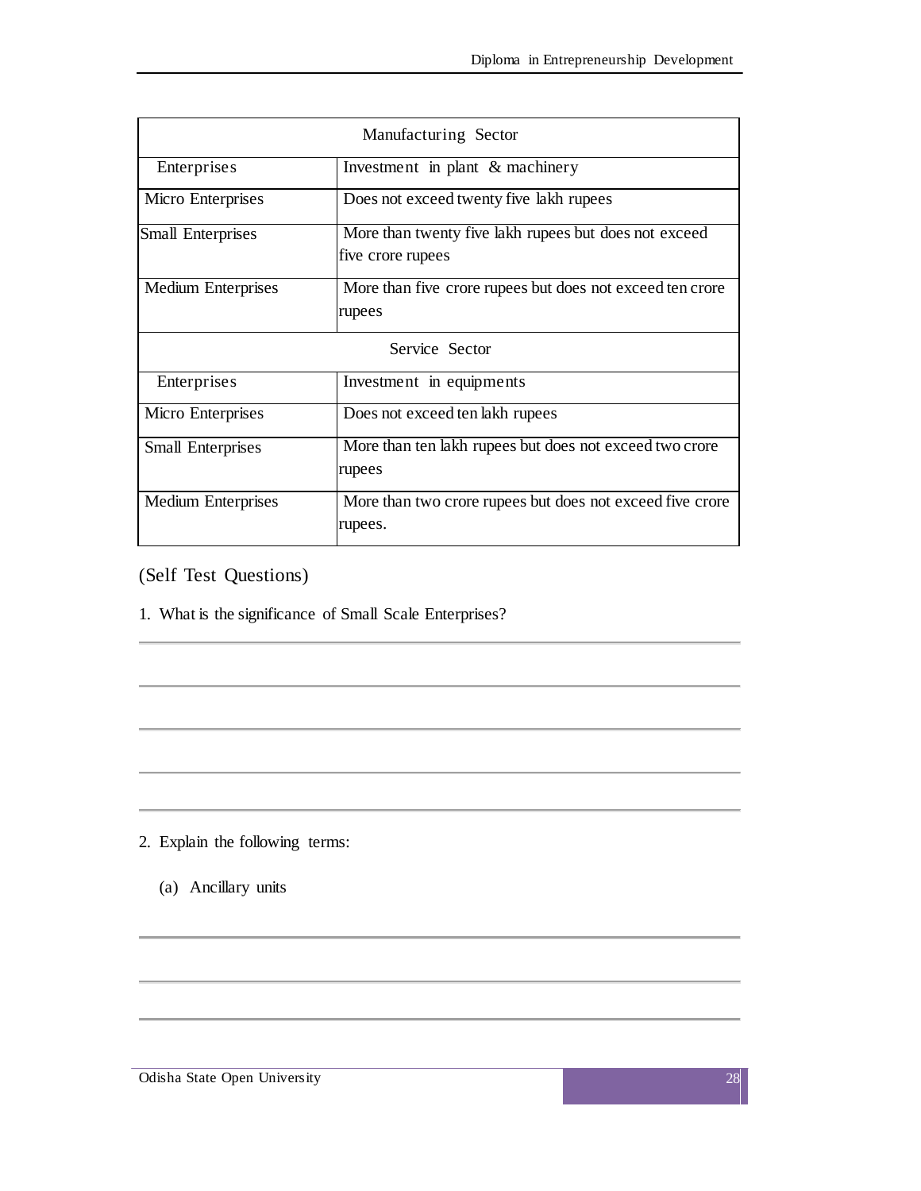| Manufacturing Sector | |
|---|---|
| Enterprises | Investment in plant & machinery |
| Micro Enterprises | Does not exceed twenty five lakh rupees |
| Small Enterprises | More than twenty five lakh rupees but does not exceed five crore rupees |
| Medium Enterprises | More than five crore rupees but does not exceed ten crore rupees |
| **Service Sector** | |
| Enterprises | Investment in equipments |
| Micro Enterprises | Does not exceed ten lakh rupees |
| Small Enterprises | More than ten lakh rupees but does not exceed two crore rupees |
| Medium Enterprises | More than two crore rupees but does not exceed five crore rupees. |

(Self Test Questions)

1. What is the significance of Small Scale Enterprises?

_______________________________________________

_______________________________________________

_______________________________________________

_______________________________________________

_______________________________________________

2. Explain the following terms:

   (a) Ancillary units

_______________________________________________

_______________________________________________

_______________________________________________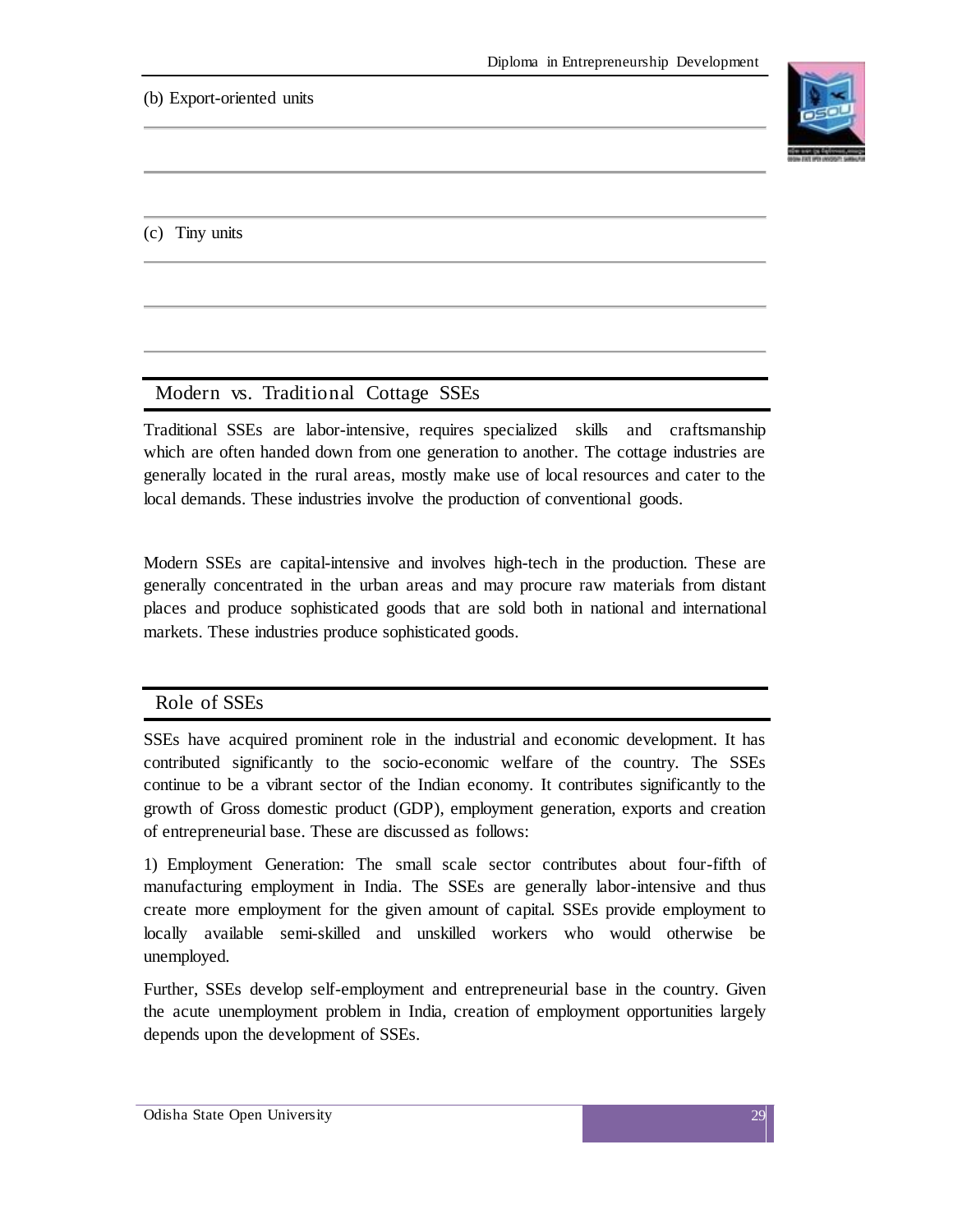(b) Export-oriented units

(c) Tiny units

## Modern vs. Traditional Cottage SSEs

Traditional SSEs are labor-intensive, requires specialized skills and craftsmanship which are often handed down from one generation to another. The cottage industries are generally located in the rural areas, mostly make use of local resources and cater to the local demands. These industries involve the production of conventional goods.

Modern SSEs are capital-intensive and involves high-tech in the production. These are generally concentrated in the urban areas and may procure raw materials from distant places and produce sophisticated goods that are sold both in national and international markets. These industries produce sophisticated goods.

## Role of SSEs

SSEs have acquired prominent role in the industrial and economic development. It has contributed significantly to the socio-economic welfare of the country. The SSEs continue to be a vibrant sector of the Indian economy. It contributes significantly to the growth of Gross domestic product (GDP), employment generation, exports and creation of entrepreneurial base. These are discussed as follows:

1) Employment Generation: The small scale sector contributes about four-fifth of manufacturing employment in India. The SSEs are generally labor-intensive and thus create more employment for the given amount of capital. SSEs provide employment to locally available semi-skilled and unskilled workers who would otherwise be unemployed.

Further, SSEs develop self-employment and entrepreneurial base in the country. Given the acute unemployment problem in India, creation of employment opportunities largely depends upon the development of SSEs.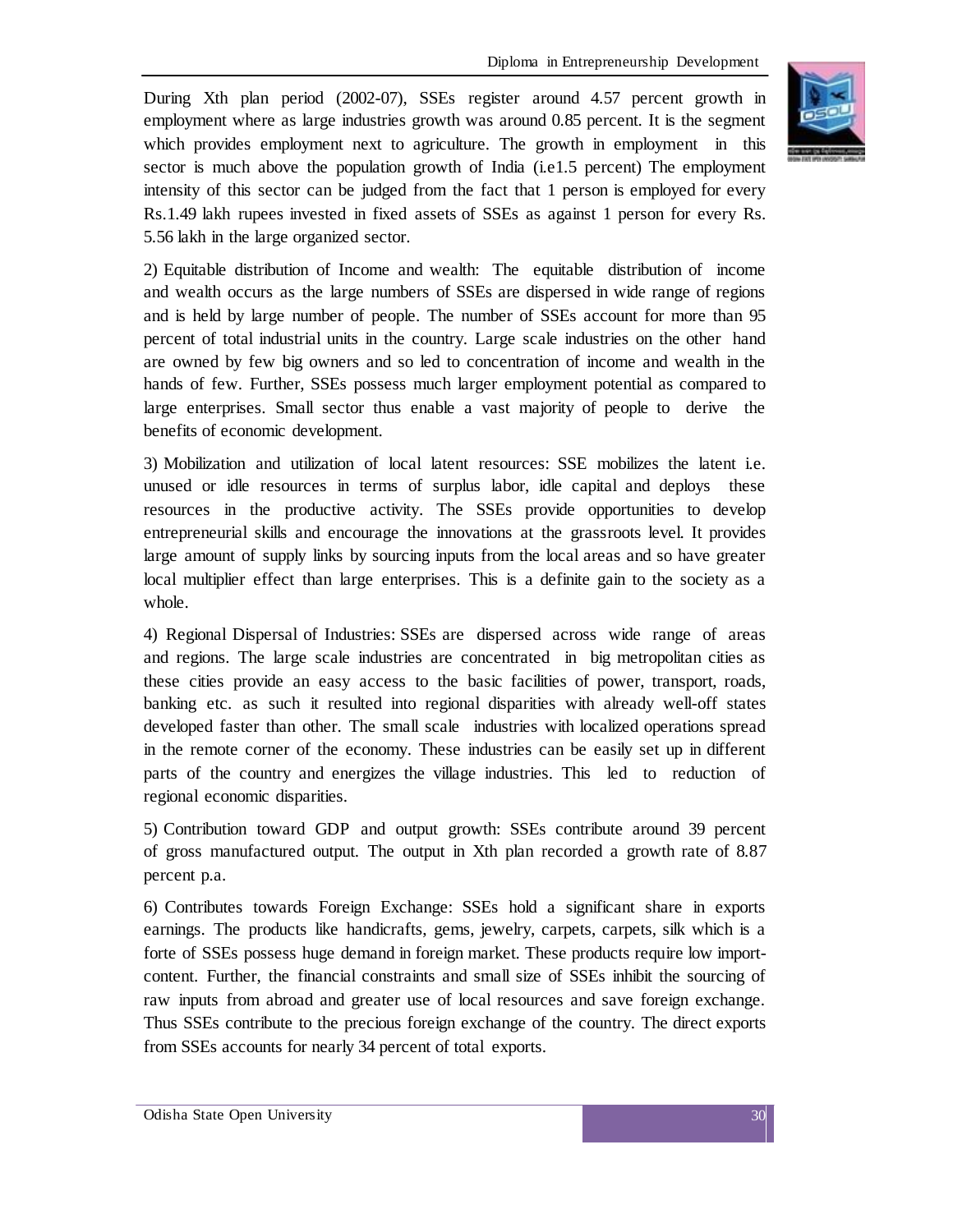During Xth plan period (2002-07), SSEs register around 4.57 percent growth in employment where as large industries growth was around 0.85 percent. It is the segment which provides employment next to agriculture. The growth in employment in this sector is much above the population growth of India (i.e1.5 percent) The employment intensity of this sector can be judged from the fact that 1 person is employed for every Rs.1.49 lakh rupees invested in fixed assets of SSEs as against 1 person for every Rs. 5.56 lakh in the large organized sector.

2) Equitable distribution of Income and wealth: The equitable distribution of income and wealth occurs as the large numbers of SSEs are dispersed in wide range of regions and is held by large number of people. The number of SSEs account for more than 95 percent of total industrial units in the country. Large scale industries on the other hand are owned by few big owners and so led to concentration of income and wealth in the hands of few. Further, SSEs possess much larger employment potential as compared to large enterprises. Small sector thus enable a vast majority of people to derive the benefits of economic development.

3) Mobilization and utilization of local latent resources: SSE mobilizes the latent i.e. unused or idle resources in terms of surplus labor, idle capital and deploys these resources in the productive activity. The SSEs provide opportunities to develop entrepreneurial skills and encourage the innovations at the grassroots level. It provides large amount of supply links by sourcing inputs from the local areas and so have greater local multiplier effect than large enterprises. This is a definite gain to the society as a whole.

4) Regional Dispersal of Industries: SSEs are dispersed across wide range of areas and regions. The large scale industries are concentrated in big metropolitan cities as these cities provide an easy access to the basic facilities of power, transport, roads, banking etc. as such it resulted into regional disparities with already well-off states developed faster than other. The small scale industries with localized operations spread in the remote corner of the economy. These industries can be easily set up in different parts of the country and energizes the village industries. This led to reduction of regional economic disparities.

5) Contribution toward GDP and output growth: SSEs contribute around 39 percent of gross manufactured output. The output in Xth plan recorded a growth rate of 8.87 percent p.a.

6) Contributes towards Foreign Exchange: SSEs hold a significant share in exports earnings. The products like handicrafts, gems, jewelry, carpets, carpets, silk which is a forte of SSEs possess huge demand in foreign market. These products require low import-content. Further, the financial constraints and small size of SSEs inhibit the sourcing of raw inputs from abroad and greater use of local resources and save foreign exchange. Thus SSEs contribute to the precious foreign exchange of the country. The direct exports from SSEs accounts for nearly 34 percent of total exports.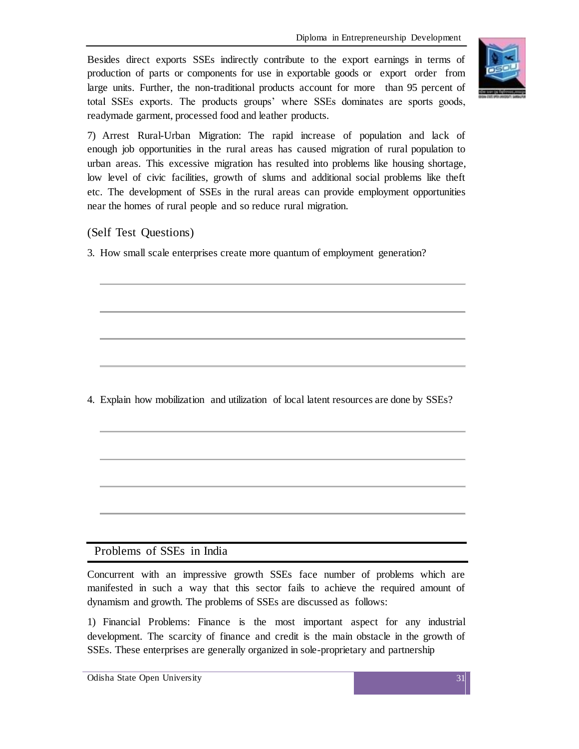Besides direct exports SSEs indirectly contribute to the export earnings in terms of production of parts or components for use in exportable goods or export order from large units. Further, the non-traditional products account for more than 95 percent of total SSEs exports. The products groups' where SSEs dominates are sports goods, readymade garment, processed food and leather products.

7) Arrest Rural-Urban Migration: The rapid increase of population and lack of enough job opportunities in the rural areas has caused migration of rural population to urban areas. This excessive migration has resulted into problems like housing shortage, low level of civic facilities, growth of slums and additional social problems like theft etc. The development of SSEs in the rural areas can provide employment opportunities near the homes of rural people and so reduce rural migration.

(Self Test Questions)

3. How small scale enterprises create more quantum of employment generation?

\_\_\_\_\_\_\_\_\_\_\_\_\_\_\_\_\_\_\_\_\_\_\_\_\_\_\_\_\_\_\_\_\_\_\_\_\_\_\_\_\_\_\_\_\_\_\_\_\_\_\_\_\_\_\_\_\_\_\_\_\_\_\_\_\_\_\_\_\_\_

\_\_\_\_\_\_\_\_\_\_\_\_\_\_\_\_\_\_\_\_\_\_\_\_\_\_\_\_\_\_\_\_\_\_\_\_\_\_\_\_\_\_\_\_\_\_\_\_\_\_\_\_\_\_\_\_\_\_\_\_\_\_\_\_\_\_\_\_\_\_

\_\_\_\_\_\_\_\_\_\_\_\_\_\_\_\_\_\_\_\_\_\_\_\_\_\_\_\_\_\_\_\_\_\_\_\_\_\_\_\_\_\_\_\_\_\_\_\_\_\_\_\_\_\_\_\_\_\_\_\_\_\_\_\_\_\_\_\_\_\_

\_\_\_\_\_\_\_\_\_\_\_\_\_\_\_\_\_\_\_\_\_\_\_\_\_\_\_\_\_\_\_\_\_\_\_\_\_\_\_\_\_\_\_\_\_\_\_\_\_\_\_\_\_\_\_\_\_\_\_\_\_\_\_\_\_\_\_\_\_\_

4. Explain how mobilization and utilization of local latent resources are done by SSEs?

\_\_\_\_\_\_\_\_\_\_\_\_\_\_\_\_\_\_\_\_\_\_\_\_\_\_\_\_\_\_\_\_\_\_\_\_\_\_\_\_\_\_\_\_\_\_\_\_\_\_\_\_\_\_\_\_\_\_\_\_\_\_\_\_\_\_\_\_\_\_

\_\_\_\_\_\_\_\_\_\_\_\_\_\_\_\_\_\_\_\_\_\_\_\_\_\_\_\_\_\_\_\_\_\_\_\_\_\_\_\_\_\_\_\_\_\_\_\_\_\_\_\_\_\_\_\_\_\_\_\_\_\_\_\_\_\_\_\_\_\_

\_\_\_\_\_\_\_\_\_\_\_\_\_\_\_\_\_\_\_\_\_\_\_\_\_\_\_\_\_\_\_\_\_\_\_\_\_\_\_\_\_\_\_\_\_\_\_\_\_\_\_\_\_\_\_\_\_\_\_\_\_\_\_\_\_\_\_\_\_\_

\_\_\_\_\_\_\_\_\_\_\_\_\_\_\_\_\_\_\_\_\_\_\_\_\_\_\_\_\_\_\_\_\_\_\_\_\_\_\_\_\_\_\_\_\_\_\_\_\_\_\_\_\_\_\_\_\_\_\_\_\_\_\_\_\_\_\_\_\_\_

## Problems of SSEs in India

Concurrent with an impressive growth SSEs face number of problems which are manifested in such a way that this sector fails to achieve the required amount of dynamism and growth. The problems of SSEs are discussed as follows:

1) Financial Problems: Finance is the most important aspect for any industrial development. The scarcity of finance and credit is the main obstacle in the growth of SSEs. These enterprises are generally organized in sole-proprietary and partnership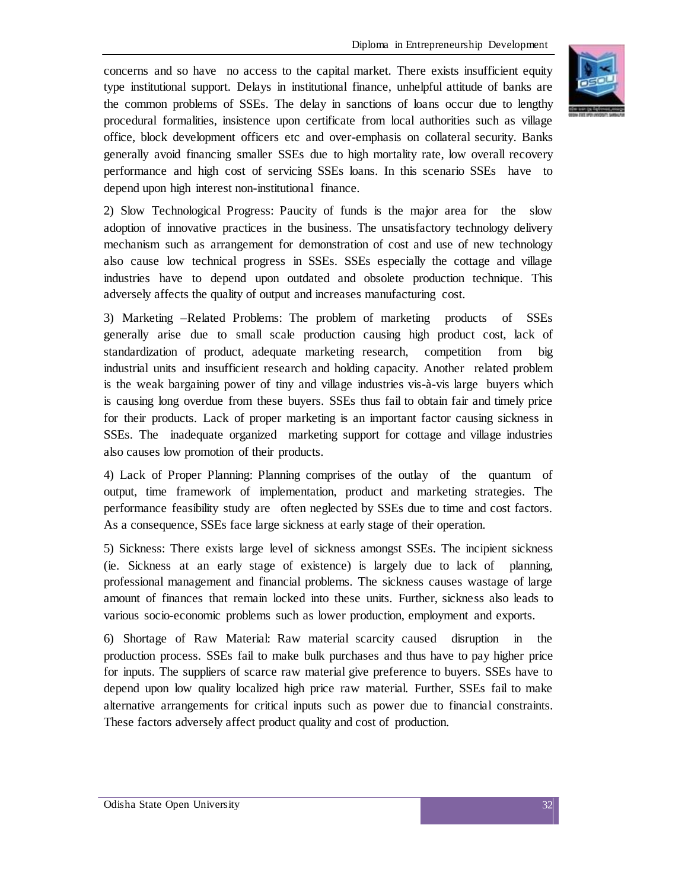concerns and so have no access to the capital market. There exists insufficient equity type institutional support. Delays in institutional finance, unhelpful attitude of banks are the common problems of SSEs. The delay in sanctions of loans occur due to lengthy procedural formalities, insistence upon certificate from local authorities such as village office, block development officers etc and over-emphasis on collateral security. Banks generally avoid financing smaller SSEs due to high mortality rate, low overall recovery performance and high cost of servicing SSEs loans. In this scenario SSEs have to depend upon high interest non-institutional finance.

2) Slow Technological Progress: Paucity of funds is the major area for the slow adoption of innovative practices in the business. The unsatisfactory technology delivery mechanism such as arrangement for demonstration of cost and use of new technology also cause low technical progress in SSEs. SSEs especially the cottage and village industries have to depend upon outdated and obsolete production technique. This adversely affects the quality of output and increases manufacturing cost.

3) Marketing –Related Problems: The problem of marketing products of SSEs generally arise due to small scale production causing high product cost, lack of standardization of product, adequate marketing research, competition from big industrial units and insufficient research and holding capacity. Another related problem is the weak bargaining power of tiny and village industries vis-à-vis large buyers which is causing long overdue from these buyers. SSEs thus fail to obtain fair and timely price for their products. Lack of proper marketing is an important factor causing sickness in SSEs. The inadequate organized marketing support for cottage and village industries also causes low promotion of their products.

4) Lack of Proper Planning: Planning comprises of the outlay of the quantum of output, time framework of implementation, product and marketing strategies. The performance feasibility study are often neglected by SSEs due to time and cost factors. As a consequence, SSEs face large sickness at early stage of their operation.

5) Sickness: There exists large level of sickness amongst SSEs. The incipient sickness (ie. Sickness at an early stage of existence) is largely due to lack of planning, professional management and financial problems. The sickness causes wastage of large amount of finances that remain locked into these units. Further, sickness also leads to various socio-economic problems such as lower production, employment and exports.

6) Shortage of Raw Material: Raw material scarcity caused disruption in the production process. SSEs fail to make bulk purchases and thus have to pay higher price for inputs. The suppliers of scarce raw material give preference to buyers. SSEs have to depend upon low quality localized high price raw material. Further, SSEs fail to make alternative arrangements for critical inputs such as power due to financial constraints. These factors adversely affect product quality and cost of production.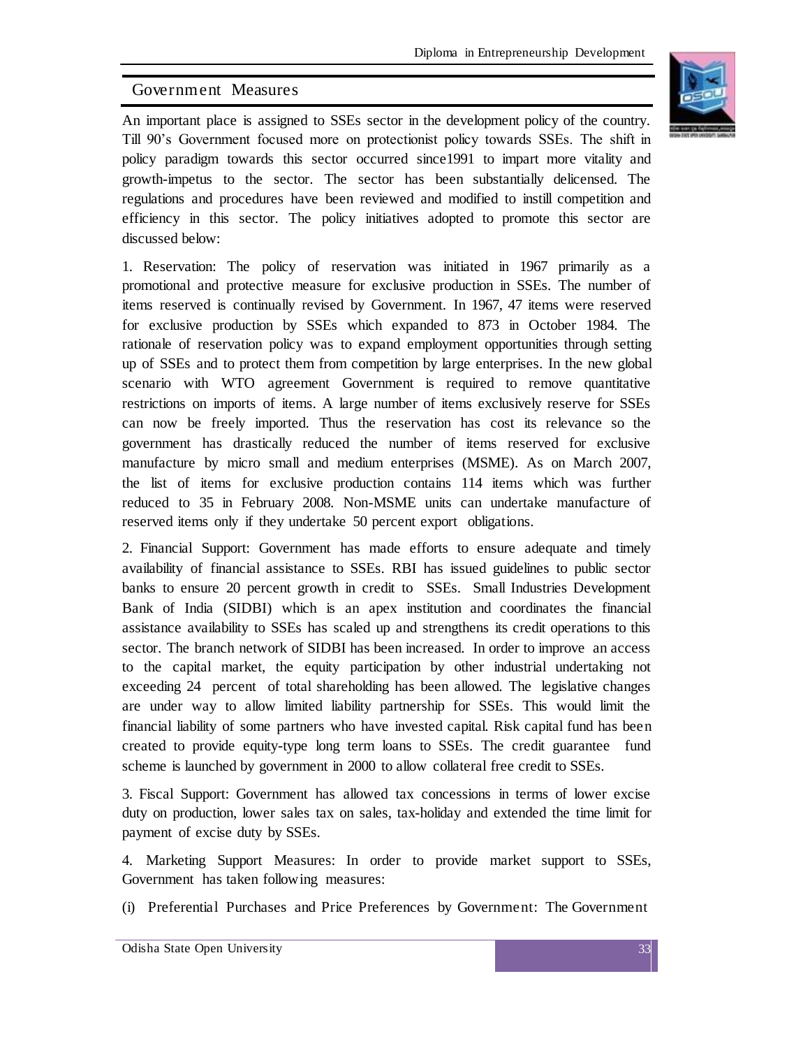## Government Measures

An important place is assigned to SSEs sector in the development policy of the country. Till 90's Government focused more on protectionist policy towards SSEs. The shift in policy paradigm towards this sector occurred since1991 to impart more vitality and growth-impetus to the sector. The sector has been substantially delicensed. The regulations and procedures have been reviewed and modified to instill competition and efficiency in this sector. The policy initiatives adopted to promote this sector are discussed below:

1. Reservation: The policy of reservation was initiated in 1967 primarily as a promotional and protective measure for exclusive production in SSEs. The number of items reserved is continually revised by Government. In 1967, 47 items were reserved for exclusive production by SSEs which expanded to 873 in October 1984. The rationale of reservation policy was to expand employment opportunities through setting up of SSEs and to protect them from competition by large enterprises. In the new global scenario with WTO agreement Government is required to remove quantitative restrictions on imports of items. A large number of items exclusively reserve for SSEs can now be freely imported. Thus the reservation has cost its relevance so the government has drastically reduced the number of items reserved for exclusive manufacture by micro small and medium enterprises (MSME). As on March 2007, the list of items for exclusive production contains 114 items which was further reduced to 35 in February 2008. Non-MSME units can undertake manufacture of reserved items only if they undertake 50 percent export obligations.

2. Financial Support: Government has made efforts to ensure adequate and timely availability of financial assistance to SSEs. RBI has issued guidelines to public sector banks to ensure 20 percent growth in credit to SSEs. Small Industries Development Bank of India (SIDBI) which is an apex institution and coordinates the financial assistance availability to SSEs has scaled up and strengthens its credit operations to this sector. The branch network of SIDBI has been increased. In order to improve an access to the capital market, the equity participation by other industrial undertaking not exceeding 24 percent of total shareholding has been allowed. The legislative changes are under way to allow limited liability partnership for SSEs. This would limit the financial liability of some partners who have invested capital. Risk capital fund has been created to provide equity-type long term loans to SSEs. The credit guarantee fund scheme is launched by government in 2000 to allow collateral free credit to SSEs.

3. Fiscal Support: Government has allowed tax concessions in terms of lower excise duty on production, lower sales tax on sales, tax-holiday and extended the time limit for payment of excise duty by SSEs.

4. Marketing Support Measures: In order to provide market support to SSEs, Government has taken following measures:

(i) Preferential Purchases and Price Preferences by Government: The Government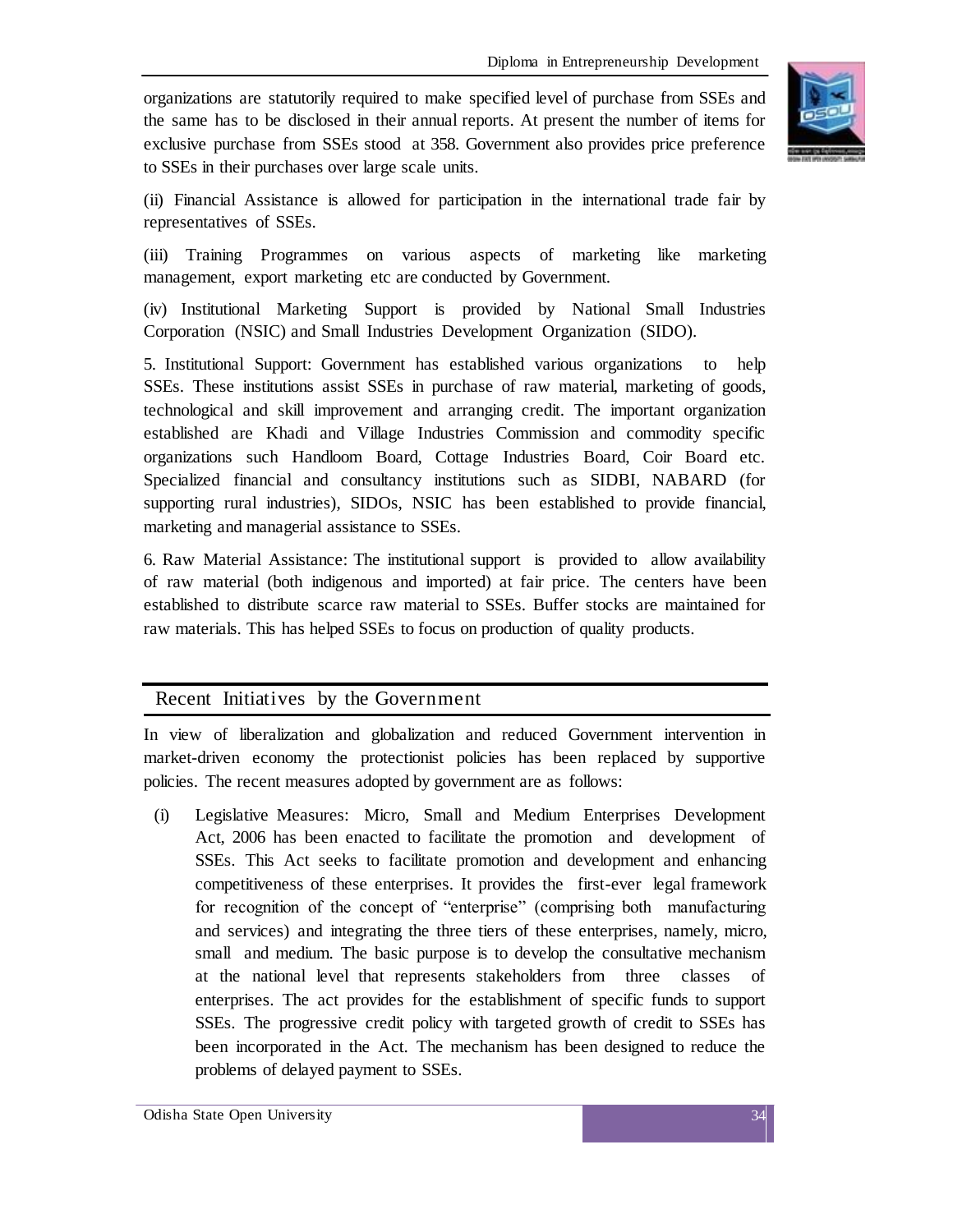organizations are statutorily required to make specified level of purchase from SSEs and the same has to be disclosed in their annual reports. At present the number of items for exclusive purchase from SSEs stood at 358. Government also provides price preference to SSEs in their purchases over large scale units.

(ii) Financial Assistance is allowed for participation in the international trade fair by representatives of SSEs.

(iii) Training Programmes on various aspects of marketing like marketing management, export marketing etc are conducted by Government.

(iv) Institutional Marketing Support is provided by National Small Industries Corporation (NSIC) and Small Industries Development Organization (SIDO).

5. Institutional Support: Government has established various organizations to help SSEs. These institutions assist SSEs in purchase of raw material, marketing of goods, technological and skill improvement and arranging credit. The important organization established are Khadi and Village Industries Commission and commodity specific organizations such Handloom Board, Cottage Industries Board, Coir Board etc. Specialized financial and consultancy institutions such as SIDBI, NABARD (for supporting rural industries), SIDOs, NSIC has been established to provide financial, marketing and managerial assistance to SSEs.

6. Raw Material Assistance: The institutional support is provided to allow availability of raw material (both indigenous and imported) at fair price. The centers have been established to distribute scarce raw material to SSEs. Buffer stocks are maintained for raw materials. This has helped SSEs to focus on production of quality products.

## Recent Initiatives by the Government

In view of liberalization and globalization and reduced Government intervention in market-driven economy the protectionist policies has been replaced by supportive policies. The recent measures adopted by government are as follows:

(i) Legislative Measures: Micro, Small and Medium Enterprises Development Act, 2006 has been enacted to facilitate the promotion and development of SSEs. This Act seeks to facilitate promotion and development and enhancing competitiveness of these enterprises. It provides the first-ever legal framework for recognition of the concept of "enterprise" (comprising both manufacturing and services) and integrating the three tiers of these enterprises, namely, micro, small and medium. The basic purpose is to develop the consultative mechanism at the national level that represents stakeholders from three classes of enterprises. The act provides for the establishment of specific funds to support SSEs. The progressive credit policy with targeted growth of credit to SSEs has been incorporated in the Act. The mechanism has been designed to reduce the problems of delayed payment to SSEs.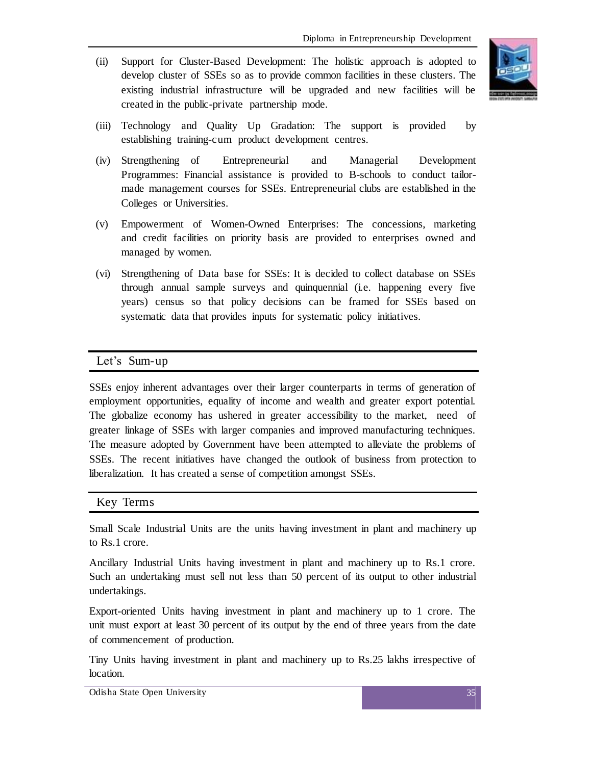(ii) Support for Cluster-Based Development: The holistic approach is adopted to develop cluster of SSEs so as to provide common facilities in these clusters. The existing industrial infrastructure will be upgraded and new facilities will be created in the public-private partnership mode.

(iii) Technology and Quality Up Gradation: The support is provided by establishing training-cum product development centres.

(iv) Strengthening of Entrepreneurial and Managerial Development Programmes: Financial assistance is provided to B-schools to conduct tailor-made management courses for SSEs. Entrepreneurial clubs are established in the Colleges or Universities.

(v) Empowerment of Women-Owned Enterprises: The concessions, marketing and credit facilities on priority basis are provided to enterprises owned and managed by women.

(vi) Strengthening of Data base for SSEs: It is decided to collect database on SSEs through annual sample surveys and quinquennial (i.e. happening every five years) census so that policy decisions can be framed for SSEs based on systematic data that provides inputs for systematic policy initiatives.

## Let's Sum-up

SSEs enjoy inherent advantages over their larger counterparts in terms of generation of employment opportunities, equality of income and wealth and greater export potential. The globalize economy has ushered in greater accessibility to the market, need of greater linkage of SSEs with larger companies and improved manufacturing techniques. The measure adopted by Government have been attempted to alleviate the problems of SSEs. The recent initiatives have changed the outlook of business from protection to liberalization. It has created a sense of competition amongst SSEs.

## Key Terms

Small Scale Industrial Units are the units having investment in plant and machinery up to Rs.1 crore.

Ancillary Industrial Units having investment in plant and machinery up to Rs.1 crore. Such an undertaking must sell not less than 50 percent of its output to other industrial undertakings.

Export-oriented Units having investment in plant and machinery up to 1 crore. The unit must export at least 30 percent of its output by the end of three years from the date of commencement of production.

Tiny Units having investment in plant and machinery up to Rs.25 lakhs irrespective of location.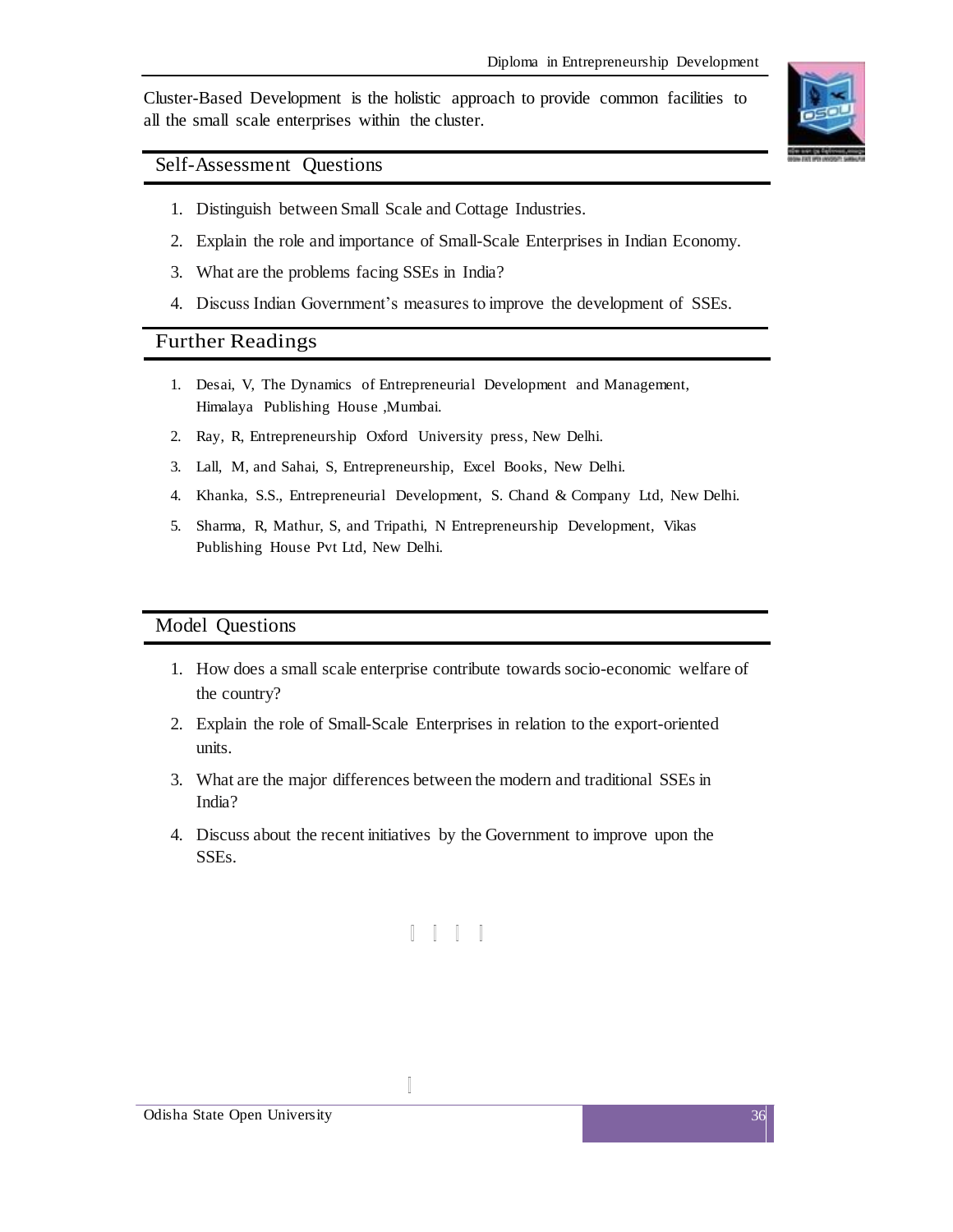Cluster-Based Development is the holistic approach to provide common facilities to all the small scale enterprises within the cluster.

## Self-Assessment Questions

1. Distinguish between Small Scale and Cottage Industries.
2. Explain the role and importance of Small-Scale Enterprises in Indian Economy.
3. What are the problems facing SSEs in India?
4. Discuss Indian Government's measures to improve the development of SSEs.

## Further Readings

1. Desai, V, The Dynamics of Entrepreneurial Development and Management, Himalaya Publishing House ,Mumbai.
2. Ray, R, Entrepreneurship Oxford University press, New Delhi.
3. Lall, M, and Sahai, S, Entrepreneurship, Excel Books, New Delhi.
4. Khanka, S.S., Entrepreneurial Development, S. Chand & Company Ltd, New Delhi.
5. Sharma, R, Mathur, S, and Tripathi, N Entrepreneurship Development, Vikas Publishing House Pvt Ltd, New Delhi.

## Model Questions

1. How does a small scale enterprise contribute towards socio-economic welfare of the country?
2. Explain the role of Small-Scale Enterprises in relation to the export-oriented units.
3. What are the major differences between the modern and traditional SSEs in India?
4. Discuss about the recent initiatives by the Government to improve upon the SSEs.